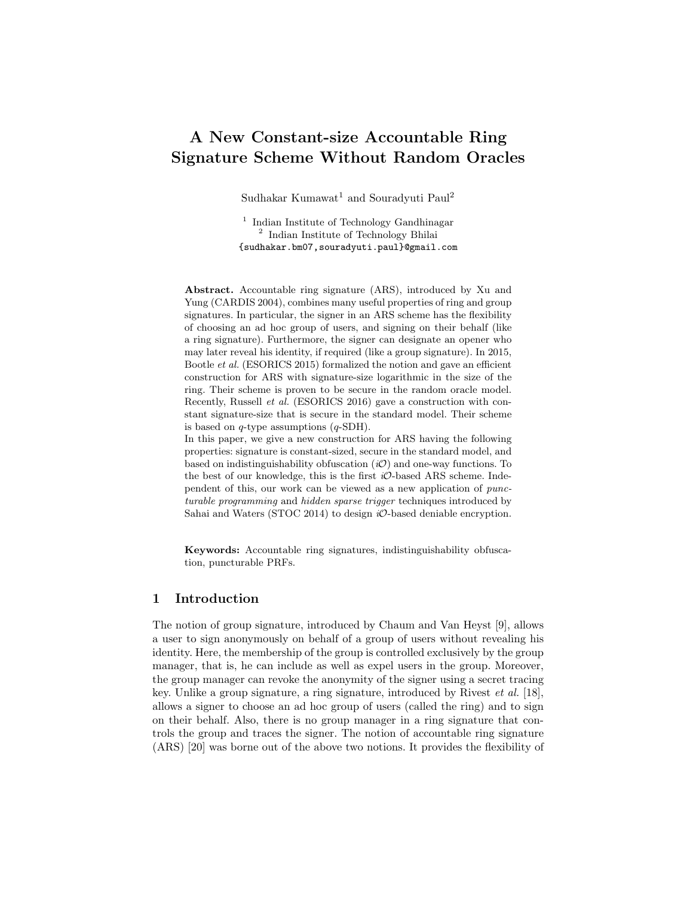# A New Constant-size Accountable Ring Signature Scheme Without Random Oracles

Sudhakar Kumawat[1] and Souradyuti Paul[2]

[1] Indian Institute of Technology Gandhinagar
[2] Indian Institute of Technology Bhilai
{sudhakar.bm07,souradyuti.paul}@gmail.com

**Abstract.** Accountable ring signature (ARS), introduced by Xu and Yung (CARDIS 2004), combines many useful properties of ring and group signatures. In particular, the signer in an ARS scheme has the flexibility of choosing an ad hoc group of users, and signing on their behalf (like a ring signature). Furthermore, the signer can designate an opener who may later reveal his identity, if required (like a group signature). In 2015, Bootle *et al.* (ESORICS 2015) formalized the notion and gave an efficient construction for ARS with signature-size logarithmic in the size of the ring. Their scheme is proven to be secure in the random oracle model. Recently, Russell *et al.* (ESORICS 2016) gave a construction with constant signature-size that is secure in the standard model. Their scheme is based on $q$-type assumptions ($q$-SDH).
In this paper, we give a new construction for ARS having the following properties: signature is constant-sized, secure in the standard model, and based on indistinguishability obfuscation ($i\mathcal{O}$) and one-way functions. To the best of our knowledge, this is the first $i\mathcal{O}$-based ARS scheme. Independent of this, our work can be viewed as a new application of *puncturable programming* and *hidden sparse trigger* techniques introduced by Sahai and Waters (STOC 2014) to design $i\mathcal{O}$-based deniable encryption.

**Keywords:** Accountable ring signatures, indistinguishability obfuscation, puncturable PRFs.

## 1 Introduction

The notion of group signature, introduced by Chaum and Van Heyst [9], allows a user to sign anonymously on behalf of a group of users without revealing his identity. Here, the membership of the group is controlled exclusively by the group manager, that is, he can include as well as expel users in the group. Moreover, the group manager can revoke the anonymity of the signer using a secret tracing key. Unlike a group signature, a ring signature, introduced by Rivest *et al.* [18], allows a signer to choose an ad hoc group of users (called the ring) and to sign on their behalf. Also, there is no group manager in a ring signature that controls the group and traces the signer. The notion of accountable ring signature (ARS) [20] was borne out of the above two notions. It provides the flexibility of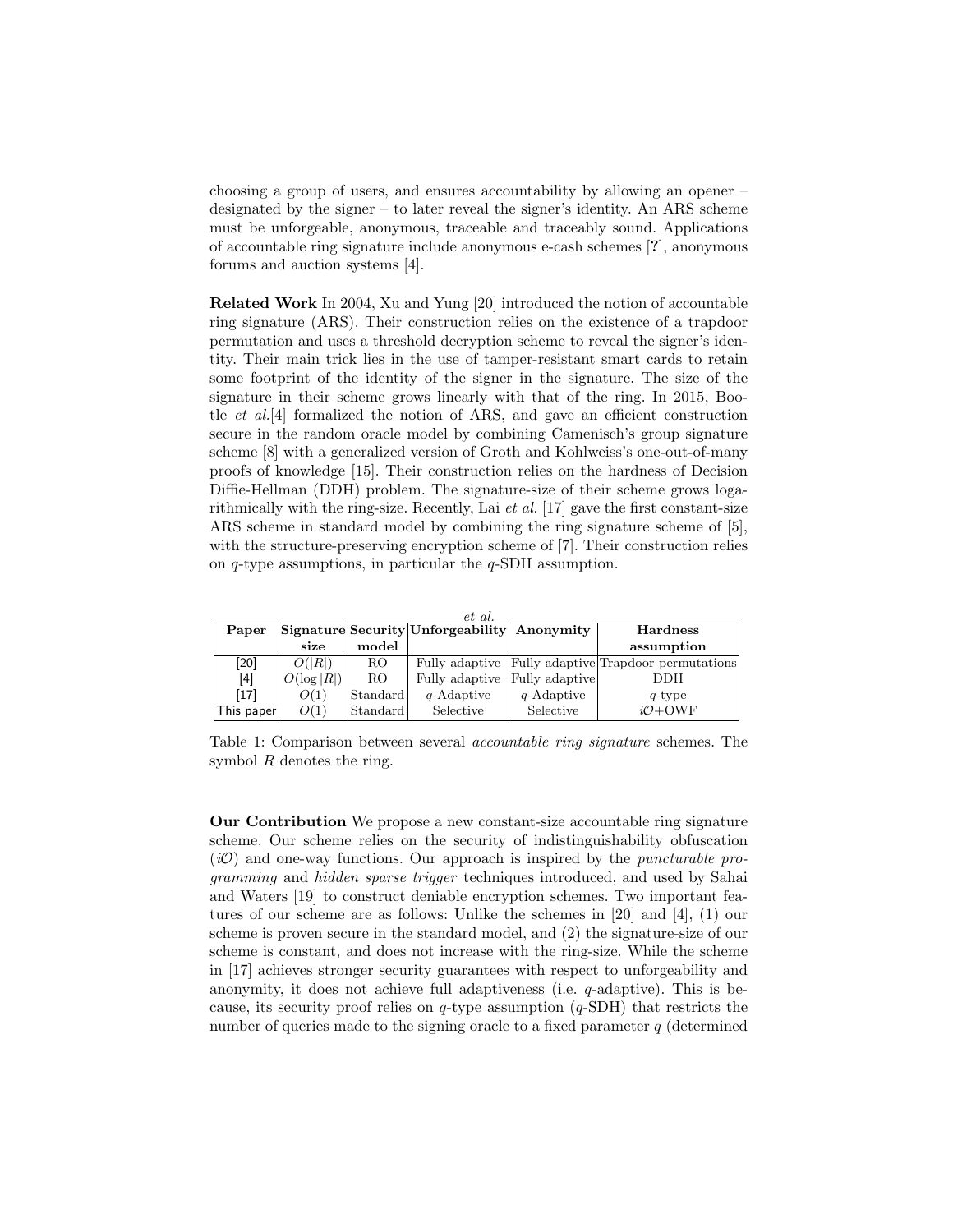choosing a group of users, and ensures accountability by allowing an opener – designated by the signer – to later reveal the signer's identity. An ARS scheme must be unforgeable, anonymous, traceable and traceably sound. Applications of accountable ring signature include anonymous e-cash schemes [?], anonymous forums and auction systems [4].

**Related Work** In 2004, Xu and Yung [20] introduced the notion of accountable ring signature (ARS). Their construction relies on the existence of a trapdoor permutation and uses a threshold decryption scheme to reveal the signer's identity. Their main trick lies in the use of tamper-resistant smart cards to retain some footprint of the identity of the signer in the signature. The size of the signature in their scheme grows linearly with that of the ring. In 2015, Bootle *et al.*[4] formalized the notion of ARS, and gave an efficient construction secure in the random oracle model by combining Camenisch's group signature scheme [8] with a generalized version of Groth and Kohlweiss's one-out-of-many proofs of knowledge [15]. Their construction relies on the hardness of Decision Diffie-Hellman (DDH) problem. The signature-size of their scheme grows logarithmically with the ring-size. Recently, Lai *et al.* [17] gave the first constant-size ARS scheme in standard model by combining the ring signature scheme of [5], with the structure-preserving encryption scheme of [7]. Their construction relies on $q$-type assumptions, in particular the $q$-SDH assumption.

*et al.*

| Paper | Signature size | Security model | Unforgeability | Anonymity | Hardness assumption |
|---|---|---|---|---|---|
| [20] | $O(\|R\|)$ | RO | Fully adaptive | Fully adaptive | Trapdoor permutations |
| [4] | $O(\log \|R\|)$ | RO | Fully adaptive | Fully adaptive | DDH |
| [17] | $O(1)$ | Standard | $q$-Adaptive | $q$-Adaptive | $q$-type |
| This paper | $O(1)$ | Standard | Selective | Selective | $i\mathcal{O}$+OWF |

Table 1: Comparison between several *accountable ring signature* schemes. The symbol $R$ denotes the ring.

**Our Contribution** We propose a new constant-size accountable ring signature scheme. Our scheme relies on the security of indistinguishability obfuscation ($i\mathcal{O}$) and one-way functions. Our approach is inspired by the *puncturable programming* and *hidden sparse trigger* techniques introduced, and used by Sahai and Waters [19] to construct deniable encryption schemes. Two important features of our scheme are as follows: Unlike the schemes in [20] and [4], (1) our scheme is proven secure in the standard model, and (2) the signature-size of our scheme is constant, and does not increase with the ring-size. While the scheme in [17] achieves stronger security guarantees with respect to unforgeability and anonymity, it does not achieve full adaptiveness (i.e. $q$-adaptive). This is because, its security proof relies on $q$-type assumption ($q$-SDH) that restricts the number of queries made to the signing oracle to a fixed parameter $q$ (determined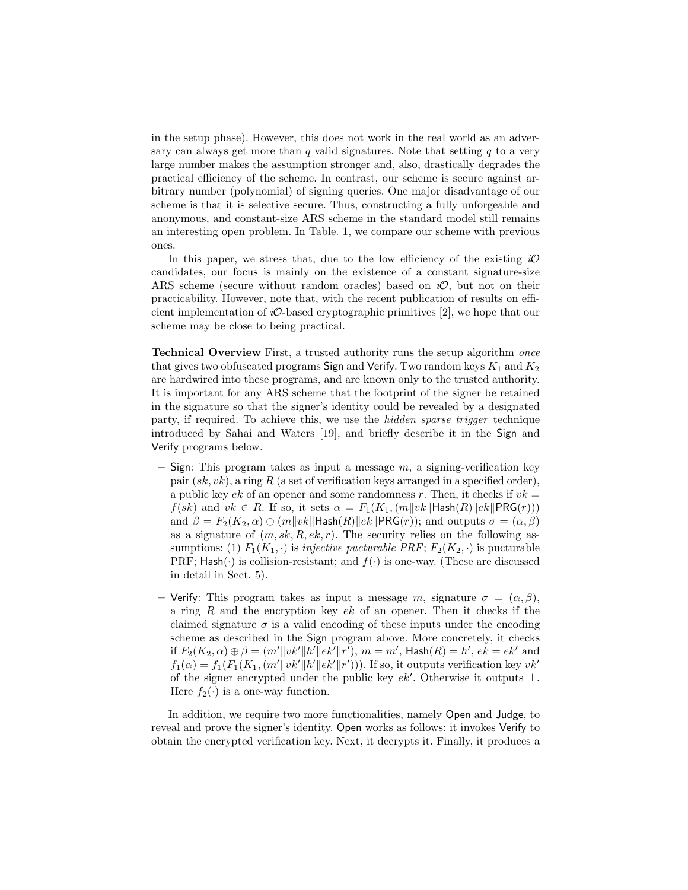in the setup phase). However, this does not work in the real world as an adversary can always get more than $q$ valid signatures. Note that setting $q$ to a very large number makes the assumption stronger and, also, drastically degrades the practical efficiency of the scheme. In contrast, our scheme is secure against arbitrary number (polynomial) of signing queries. One major disadvantage of our scheme is that it is selective secure. Thus, constructing a fully unforgeable and anonymous, and constant-size ARS scheme in the standard model still remains an interesting open problem. In Table. 1, we compare our scheme with previous ones.

In this paper, we stress that, due to the low efficiency of the existing $i\mathcal{O}$ candidates, our focus is mainly on the existence of a constant signature-size ARS scheme (secure without random oracles) based on $i\mathcal{O}$, but not on their practicability. However, note that, with the recent publication of results on efficient implementation of $i\mathcal{O}$-based cryptographic primitives [2], we hope that our scheme may be close to being practical.

**Technical Overview** First, a trusted authority runs the setup algorithm *once* that gives two obfuscated programs $\mathsf{Sign}$ and $\mathsf{Verify}$. Two random keys $K_1$ and $K_2$ are hardwired into these programs, and are known only to the trusted authority. It is important for any ARS scheme that the footprint of the signer be retained in the signature so that the signer's identity could be revealed by a designated party, if required. To achieve this, we use the *hidden sparse trigger* technique introduced by Sahai and Waters [19], and briefly describe it in the $\mathsf{Sign}$ and $\mathsf{Verify}$ programs below.

- $\mathsf{Sign}$: This program takes as input a message $m$, a signing-verification key pair $(sk, vk)$, a ring $R$ (a set of verification keys arranged in a specified order), a public key $ek$ of an opener and some randomness $r$. Then, it checks if $vk = f(sk)$ and $vk \in R$. If so, it sets $\alpha = F_1(K_1, (m\|vk\|\mathsf{Hash}(R)\|ek\|\mathsf{PRG}(r)))$ and $\beta = F_2(K_2, \alpha) \oplus (m\|vk\|\mathsf{Hash}(R)\|ek\|\mathsf{PRG}(r))$; and outputs $\sigma = (\alpha, \beta)$ as a signature of $(m, sk, R, ek, r)$. The security relies on the following assumptions: (1) $F_1(K_1, \cdot)$ is *injective pucturable PRF*; $F_2(K_2, \cdot)$ is pucturable PRF; $\mathsf{Hash}(\cdot)$ is collision-resistant; and $f(\cdot)$ is one-way. (These are discussed in detail in Sect. 5).
- $\mathsf{Verify}$: This program takes as input a message $m$, signature $\sigma = (\alpha, \beta)$, a ring $R$ and the encryption key $ek$ of an opener. Then it checks if the claimed signature $\sigma$ is a valid encoding of these inputs under the encoding scheme as described in the $\mathsf{Sign}$ program above. More concretely, it checks if $F_2(K_2, \alpha) \oplus \beta = (m'\|vk'\|h'\|ek'\|r')$, $m = m'$, $\mathsf{Hash}(R) = h'$, $ek = ek'$ and $f_1(\alpha) = f_1(F_1(K_1, (m'\|vk'\|h'\|ek'\|r')))$. If so, it outputs verification key $vk'$ of the signer encrypted under the public key $ek'$. Otherwise it outputs $\perp$. Here $f_2(\cdot)$ is a one-way function.

In addition, we require two more functionalities, namely $\mathsf{Open}$ and $\mathsf{Judge}$, to reveal and prove the signer's identity. $\mathsf{Open}$ works as follows: it invokes $\mathsf{Verify}$ to obtain the encrypted verification key. Next, it decrypts it. Finally, it produces a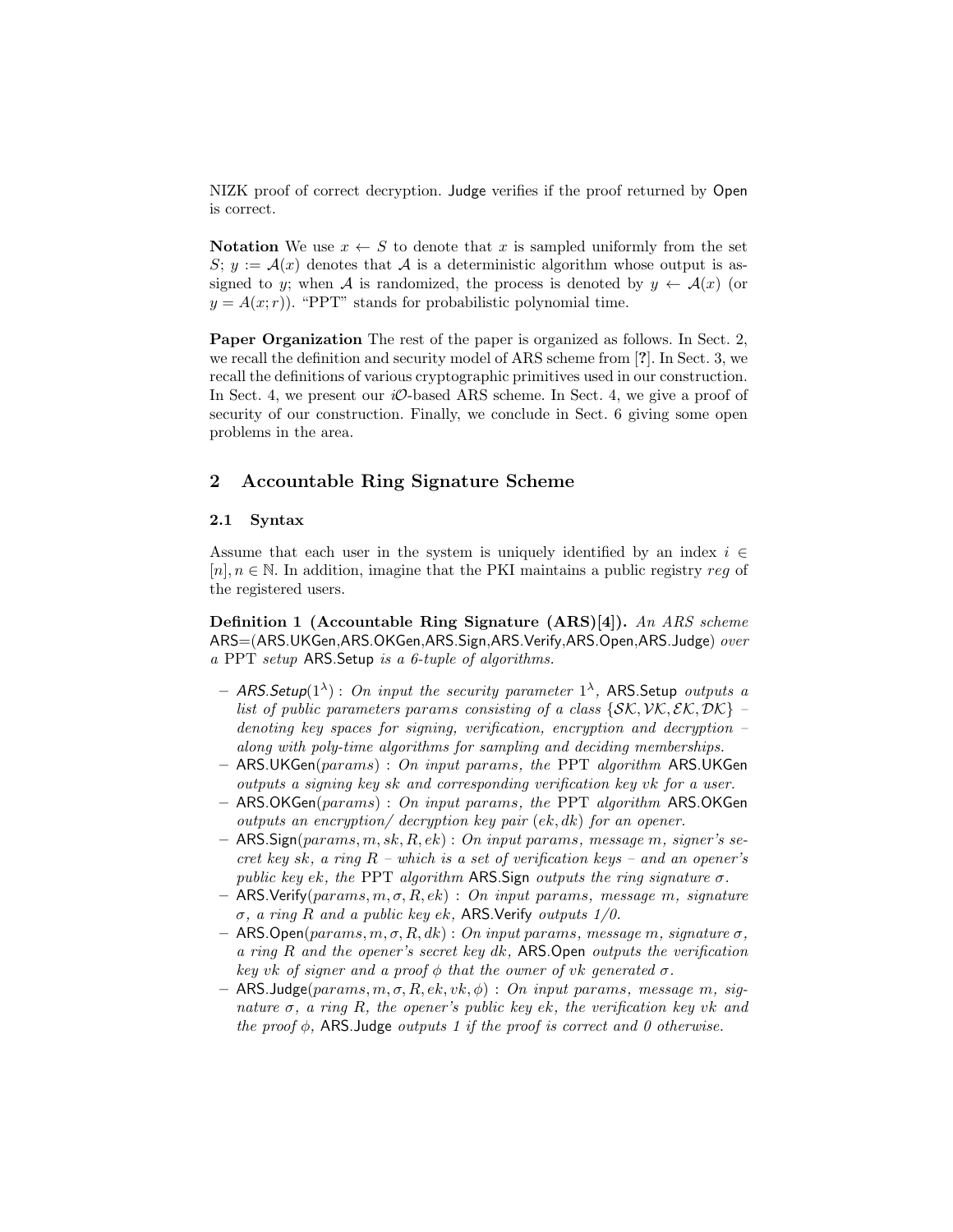NIZK proof of correct decryption. Judge verifies if the proof returned by Open is correct.

**Notation** We use $x \leftarrow S$ to denote that $x$ is sampled uniformly from the set $S$; $y := \mathcal{A}(x)$ denotes that $\mathcal{A}$ is a deterministic algorithm whose output is assigned to $y$; when $\mathcal{A}$ is randomized, the process is denoted by $y \leftarrow \mathcal{A}(x)$ (or $y = A(x; r)$). "PPT" stands for probabilistic polynomial time.

**Paper Organization** The rest of the paper is organized as follows. In Sect. 2, we recall the definition and security model of ARS scheme from [?]. In Sect. 3, we recall the definitions of various cryptographic primitives used in our construction. In Sect. 4, we present our $i\mathcal{O}$-based ARS scheme. In Sect. 4, we give a proof of security of our construction. Finally, we conclude in Sect. 6 giving some open problems in the area.

## 2 Accountable Ring Signature Scheme

### 2.1 Syntax

Assume that each user in the system is uniquely identified by an index $i \in [n], n \in \mathbb{N}$. In addition, imagine that the PKI maintains a public registry *reg* of the registered users.

**Definition 1 (Accountable Ring Signature (ARS)[4]).** *An ARS scheme* ARS=(ARS.UKGen,ARS.OKGen,ARS.Sign,ARS.Verify,ARS.Open,ARS.Judge) *over a* PPT *setup* ARS.Setup *is a 6-tuple of algorithms.*

- *ARS.Setup*$(1^\lambda)$ : *On input the security parameter* $1^\lambda$, ARS.Setup *outputs a list of public parameters params consisting of a class* $\{\mathcal{SK}, \mathcal{VK}, \mathcal{EK}, \mathcal{DK}\}$ *– denoting key spaces for signing, verification, encryption and decryption – along with poly-time algorithms for sampling and deciding memberships.*
- ARS.UKGen$(params)$ : *On input params, the* PPT *algorithm* ARS.UKGen *outputs a signing key sk and corresponding verification key vk for a user.*
- ARS.OKGen$(params)$ : *On input params, the* PPT *algorithm* ARS.OKGen *outputs an encryption/ decryption key pair* $(ek, dk)$ *for an opener.*
- ARS.Sign$(params, m, sk, R, ek)$ : *On input params, message m, signer's secret key sk, a ring R – which is a set of verification keys – and an opener's public key ek, the* PPT *algorithm* ARS.Sign *outputs the ring signature* $\sigma$.
- ARS.Verify$(params, m, \sigma, R, ek)$ : *On input params, message m, signature* $\sigma$*, a ring R and a public key ek,* ARS.Verify *outputs 1/0.*
- ARS.Open$(params, m, \sigma, R, dk)$ : *On input params, message m, signature* $\sigma$*, a ring R and the opener's secret key dk,* ARS.Open *outputs the verification key vk of signer and a proof* $\phi$ *that the owner of vk generated* $\sigma$.
- ARS.Judge$(params, m, \sigma, R, ek, vk, \phi)$ : *On input params, message m, signature* $\sigma$*, a ring R, the opener's public key ek, the verification key vk and the proof* $\phi$*,* ARS.Judge *outputs 1 if the proof is correct and 0 otherwise.*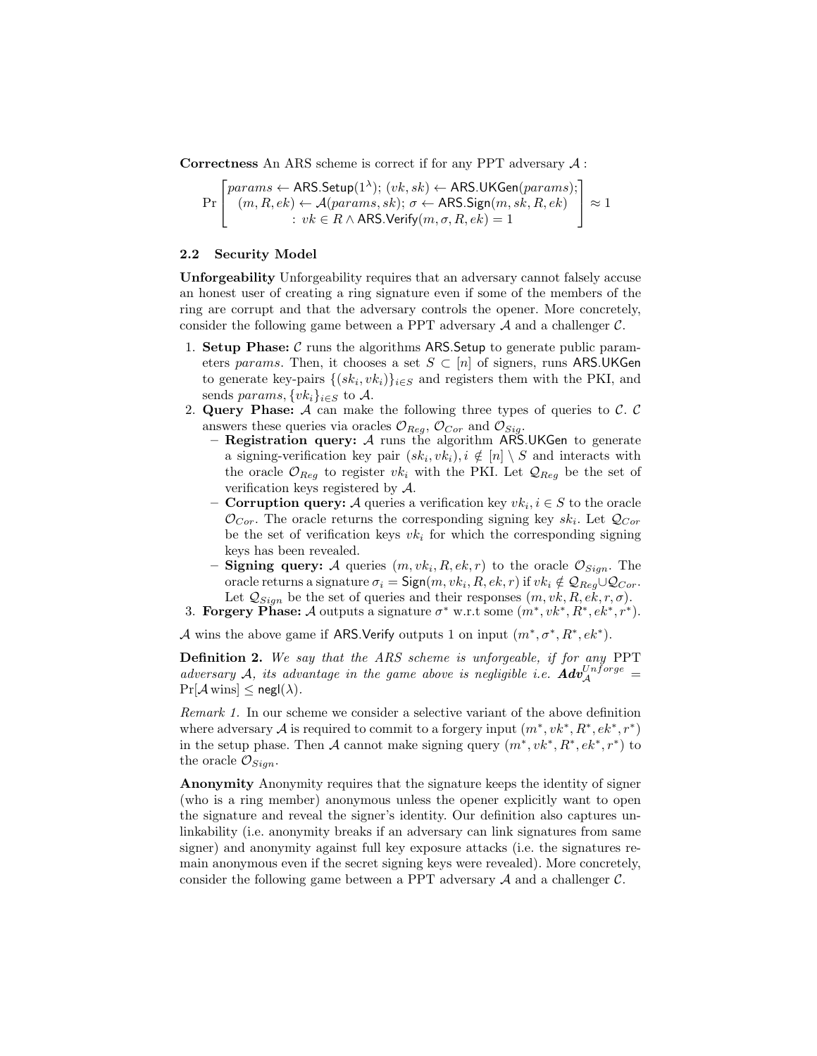**Correctness** An ARS scheme is correct if for any PPT adversary $\mathcal{A}$ :

$$\Pr\begin{bmatrix} params \leftarrow \mathsf{ARS.Setup}(1^\lambda);\ (vk, sk) \leftarrow \mathsf{ARS.UKGen}(params); \\ (m, R, ek) \leftarrow \mathcal{A}(params, sk);\ \sigma \leftarrow \mathsf{ARS.Sign}(m, sk, R, ek) \\ :\ vk \in R \wedge \mathsf{ARS.Verify}(m, \sigma, R, ek) = 1 \end{bmatrix} \approx 1$$

### 2.2 Security Model

**Unforgeability** Unforgeability requires that an adversary cannot falsely accuse an honest user of creating a ring signature even if some of the members of the ring are corrupt and that the adversary controls the opener. More concretely, consider the following game between a PPT adversary $\mathcal{A}$ and a challenger $\mathcal{C}$.

1. **Setup Phase:** $\mathcal{C}$ runs the algorithms $\mathsf{ARS.Setup}$ to generate public parameters $params$. Then, it chooses a set $S \subset [n]$ of signers, runs $\mathsf{ARS.UKGen}$ to generate key-pairs $\{(sk_i, vk_i)\}_{i \in S}$ and registers them with the PKI, and sends $params, \{vk_i\}_{i \in S}$ to $\mathcal{A}$.
2. **Query Phase:** $\mathcal{A}$ can make the following three types of queries to $\mathcal{C}$. $\mathcal{C}$ answers these queries via oracles $\mathcal{O}_{Reg}$, $\mathcal{O}_{Cor}$ and $\mathcal{O}_{Sig}$.
   - **Registration query:** $\mathcal{A}$ runs the algorithm $\mathsf{ARS.UKGen}$ to generate a signing-verification key pair $(sk_i, vk_i), i \notin [n] \setminus S$ and interacts with the oracle $\mathcal{O}_{Reg}$ to register $vk_i$ with the PKI. Let $\mathcal{Q}_{Reg}$ be the set of verification keys registered by $\mathcal{A}$.
   - **Corruption query:** $\mathcal{A}$ queries a verification key $vk_i, i \in S$ to the oracle $\mathcal{O}_{Cor}$. The oracle returns the corresponding signing key $sk_i$. Let $\mathcal{Q}_{Cor}$ be the set of verification keys $vk_i$ for which the corresponding signing keys has been revealed.
   - **Signing query:** $\mathcal{A}$ queries $(m, vk_i, R, ek, r)$ to the oracle $\mathcal{O}_{Sign}$. The oracle returns a signature $\sigma_i = \mathsf{Sign}(m, vk_i, R, ek, r)$ if $vk_i \notin \mathcal{Q}_{Reg} \cup \mathcal{Q}_{Cor}$. Let $\mathcal{Q}_{Sign}$ be the set of queries and their responses $(m, vk, R, ek, r, \sigma)$.
3. **Forgery Phase:** $\mathcal{A}$ outputs a signature $\sigma^*$ w.r.t some $(m^*, vk^*, R^*, ek^*, r^*)$.

$\mathcal{A}$ wins the above game if $\mathsf{ARS.Verify}$ outputs 1 on input $(m^*, \sigma^*, R^*, ek^*)$.

**Definition 2.** *We say that the ARS scheme is unforgeable, if for any* PPT *adversary $\mathcal{A}$, its advantage in the game above is negligible i.e.* $\boldsymbol{Adv}_{\mathcal{A}}^{Unforge} = \Pr[\mathcal{A}\,\text{wins}] \leq \mathsf{negl}(\lambda)$.

*Remark 1.* In our scheme we consider a selective variant of the above definition where adversary $\mathcal{A}$ is required to commit to a forgery input $(m^*, vk^*, R^*, ek^*, r^*)$ in the setup phase. Then $\mathcal{A}$ cannot make signing query $(m^*, vk^*, R^*, ek^*, r^*)$ to the oracle $\mathcal{O}_{Sign}$.

**Anonymity** Anonymity requires that the signature keeps the identity of signer (who is a ring member) anonymous unless the opener explicitly want to open the signature and reveal the signer's identity. Our definition also captures unlinkability (i.e. anonymity breaks if an adversary can link signatures from same signer) and anonymity against full key exposure attacks (i.e. the signatures remain anonymous even if the secret signing keys were revealed). More concretely, consider the following game between a PPT adversary $\mathcal{A}$ and a challenger $\mathcal{C}$.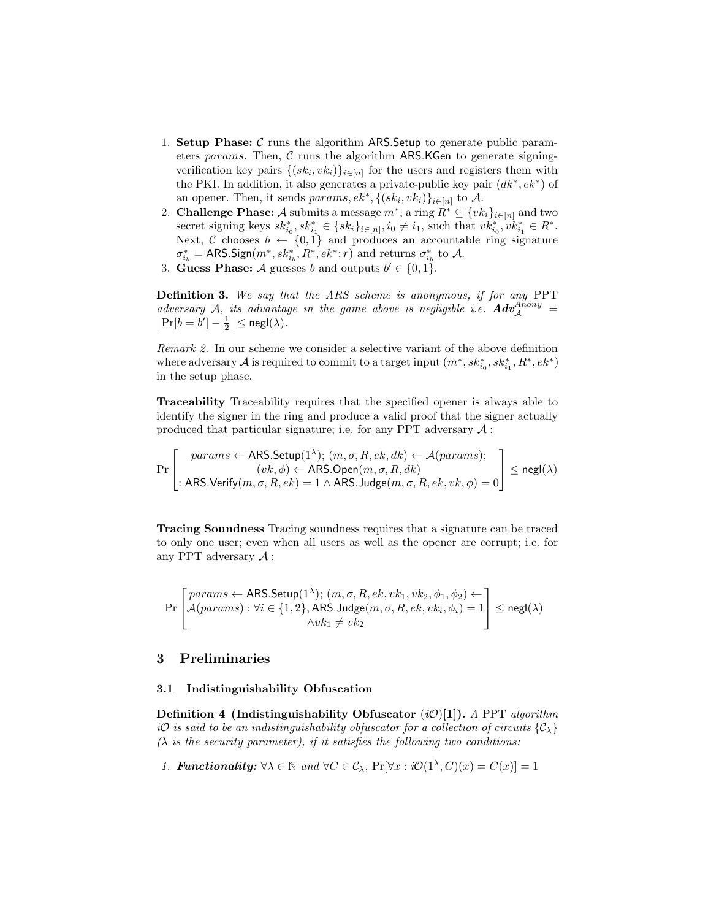1. **Setup Phase:** $\mathcal{C}$ runs the algorithm $\mathsf{ARS.Setup}$ to generate public parameters $params$. Then, $\mathcal{C}$ runs the algorithm $\mathsf{ARS.KGen}$ to generate signing-verification key pairs $\{(sk_i, vk_i)\}_{i\in[n]}$ for the users and registers them with the PKI. In addition, it also generates a private-public key pair $(dk^*, ek^*)$ of an opener. Then, it sends $params, ek^*, \{(sk_i, vk_i)\}_{i\in[n]}$ to $\mathcal{A}$.
2. **Challenge Phase:** $\mathcal{A}$ submits a message $m^*$, a ring $R^* \subseteq \{vk_i\}_{i\in[n]}$ and two secret signing keys $sk^*_{i_0}, sk^*_{i_1} \in \{sk_i\}_{i\in[n]}, i_0 \neq i_1$, such that $vk^*_{i_0}, vk^*_{i_1} \in R^*$. Next, $\mathcal{C}$ chooses $b \leftarrow \{0,1\}$ and produces an accountable ring signature $\sigma^*_{i_b} = \mathsf{ARS.Sign}(m^*, sk^*_{i_b}, R^*, ek^*; r)$ and returns $\sigma^*_{i_b}$ to $\mathcal{A}$.
3. **Guess Phase:** $\mathcal{A}$ guesses $b$ and outputs $b' \in \{0,1\}$.

**Definition 3.** *We say that the ARS scheme is anonymous, if for any* PPT *adversary $\mathcal{A}$, its advantage in the game above is negligible i.e.* $\boldsymbol{Adv}^{Anony}_{\mathcal{A}} = |\Pr[b = b'] - \frac{1}{2}| \leq \mathsf{negl}(\lambda)$.

*Remark 2.* In our scheme we consider a selective variant of the above definition where adversary $\mathcal{A}$ is required to commit to a target input $(m^*, sk^*_{i_0}, sk^*_{i_1}, R^*, ek^*)$ in the setup phase.

**Traceability** Traceability requires that the specified opener is always able to identify the signer in the ring and produce a valid proof that the signer actually produced that particular signature; i.e. for any PPT adversary $\mathcal{A}$ :

$$\Pr\left[\begin{array}{c} params \leftarrow \mathsf{ARS.Setup}(1^\lambda);\ (m, \sigma, R, ek, dk) \leftarrow \mathcal{A}(params); \\ (vk, \phi) \leftarrow \mathsf{ARS.Open}(m, \sigma, R, dk) \\ : \mathsf{ARS.Verify}(m, \sigma, R, ek) = 1 \wedge \mathsf{ARS.Judge}(m, \sigma, R, ek, vk, \phi) = 0 \end{array}\right] \leq \mathsf{negl}(\lambda)$$

**Tracing Soundness** Tracing soundness requires that a signature can be traced to only one user; even when all users as well as the opener are corrupt; i.e. for any PPT adversary $\mathcal{A}$ :

$$\Pr\left[\begin{array}{c} params \leftarrow \mathsf{ARS.Setup}(1^\lambda);\ (m, \sigma, R, ek, vk_1, vk_2, \phi_1, \phi_2) \leftarrow \\ \mathcal{A}(params) : \forall i \in \{1,2\}, \mathsf{ARS.Judge}(m, \sigma, R, ek, vk_i, \phi_i) = 1 \\ \wedge vk_1 \neq vk_2 \end{array}\right] \leq \mathsf{negl}(\lambda)$$

## 3 Preliminaries

### 3.1 Indistinguishability Obfuscation

**Definition 4 (Indistinguishability Obfuscator ($i\mathcal{O}$)[1]).** *A* PPT *algorithm $i\mathcal{O}$ is said to be an indistinguishability obfuscator for a collection of circuits $\{\mathcal{C}_\lambda\}$ ($\lambda$ is the security parameter), if it satisfies the following two conditions:*

1. ***Functionality:*** $\forall \lambda \in \mathbb{N}$ *and* $\forall C \in \mathcal{C}_\lambda$, $\Pr[\forall x : i\mathcal{O}(1^\lambda, C)(x) = C(x)] = 1$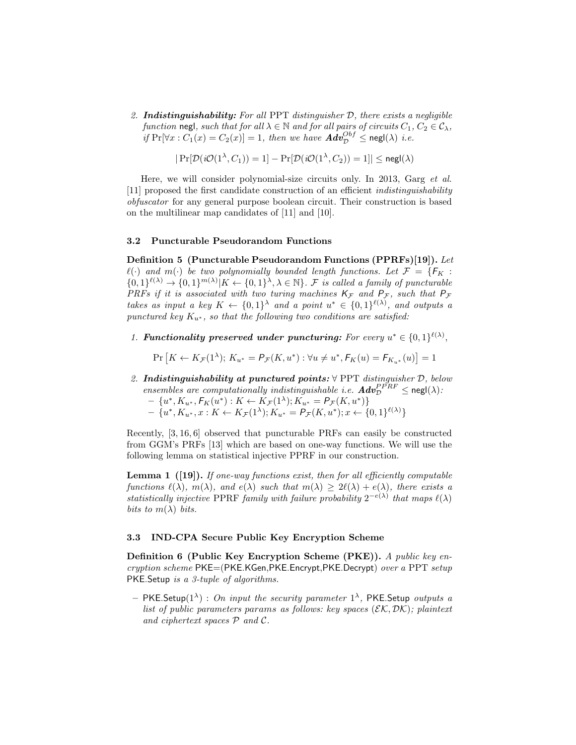2. ***Indistinguishability:*** *For all* PPT *distinguisher $\mathcal{D}$, there exists a negligible function* negl*, such that for all $\lambda \in \mathbb{N}$ and for all pairs of circuits $C_1, C_2 \in \mathcal{C}_\lambda$, if $\Pr[\forall x : C_1(x) = C_2(x)] = 1$, then we have $\boldsymbol{Adv}_{\mathcal{D}}^{Obf} \leq \mathsf{negl}(\lambda)$ i.e.*

$$|\Pr[\mathcal{D}(i\mathcal{O}(1^\lambda, C_1)) = 1] - \Pr[\mathcal{D}(i\mathcal{O}(1^\lambda, C_2)) = 1]| \leq \mathsf{negl}(\lambda)$$

Here, we will consider polynomial-size circuits only. In 2013, Garg *et al.* [11] proposed the first candidate construction of an efficient *indistinguishability obfuscator* for any general purpose boolean circuit. Their construction is based on the multilinear map candidates of [11] and [10].

### 3.2 Puncturable Pseudorandom Functions

**Definition 5 (Puncturable Pseudorandom Functions (PPRFs)[19]).** *Let $\ell(\cdot)$ and $m(\cdot)$ be two polynomially bounded length functions. Let $\mathcal{F} = \{\mathsf{F}_K : \{0,1\}^{\ell(\lambda)} \to \{0,1\}^{m(\lambda)} | K \leftarrow \{0,1\}^\lambda, \lambda \in \mathbb{N}\}$. $\mathcal{F}$ is called a family of puncturable PRFs if it is associated with two turing machines $\mathsf{K}_\mathcal{F}$ and $\mathsf{P}_\mathcal{F}$, such that $\mathsf{P}_\mathcal{F}$ takes as input a key $K \leftarrow \{0,1\}^\lambda$ and a point $u^* \in \{0,1\}^{\ell(\lambda)}$, and outputs a punctured key $K_{u^*}$, so that the following two conditions are satisfied:*

1. ***Functionality preserved under puncturing:*** *For every $u^* \in \{0,1\}^{\ell(\lambda)}$,*

$$\Pr\left[K \leftarrow K_\mathcal{F}(1^\lambda);\ K_{u^*} = \mathsf{P}_\mathcal{F}(K, u^*) : \forall u \neq u^*, \mathsf{F}_K(u) = \mathsf{F}_{K_{u^*}}(u)\right] = 1$$

2. ***Indistinguishability at punctured points:*** *$\forall$ PPT distinguisher $\mathcal{D}$, below ensembles are computationally indistinguishable i.e. $\boldsymbol{Adv}_{\mathcal{D}}^{PPRF} \leq \mathsf{negl}(\lambda)$:*
   - $\{u^*, K_{u^*}, \mathsf{F}_K(u^*) : K \leftarrow K_\mathcal{F}(1^\lambda); K_{u^*} = \mathsf{P}_\mathcal{F}(K, u^*)\}$
   - $\{u^*, K_{u^*}, x : K \leftarrow K_\mathcal{F}(1^\lambda); K_{u^*} = \mathsf{P}_\mathcal{F}(K, u^*); x \leftarrow \{0,1\}^{\ell(\lambda)}\}$

Recently, [3, 16, 6] observed that puncturable PRFs can easily be constructed from GGM's PRFs [13] which are based on one-way functions. We will use the following lemma on statistical injective PPRF in our construction.

**Lemma 1 ([19]).** *If one-way functions exist, then for all efficiently computable functions $\ell(\lambda)$, $m(\lambda)$, and $e(\lambda)$ such that $m(\lambda) \geq 2\ell(\lambda) + e(\lambda)$, there exists a statistically injective* PPRF *family with failure probability $2^{-e(\lambda)}$ that maps $\ell(\lambda)$ bits to $m(\lambda)$ bits.*

### 3.3 IND-CPA Secure Public Key Encryption Scheme

**Definition 6 (Public Key Encryption Scheme (PKE)).** *A public key encryption scheme* PKE=(PKE.KGen,PKE.Encrypt,PKE.Decrypt) *over a* PPT *setup* PKE.Setup *is a 3-tuple of algorithms.*

- PKE.Setup$(1^\lambda)$ : *On input the security parameter $1^\lambda$,* PKE.Setup *outputs a list of public parameters params as follows: key spaces $(\mathcal{EK}, \mathcal{DK})$; plaintext and ciphertext spaces $\mathcal{P}$ and $\mathcal{C}$.*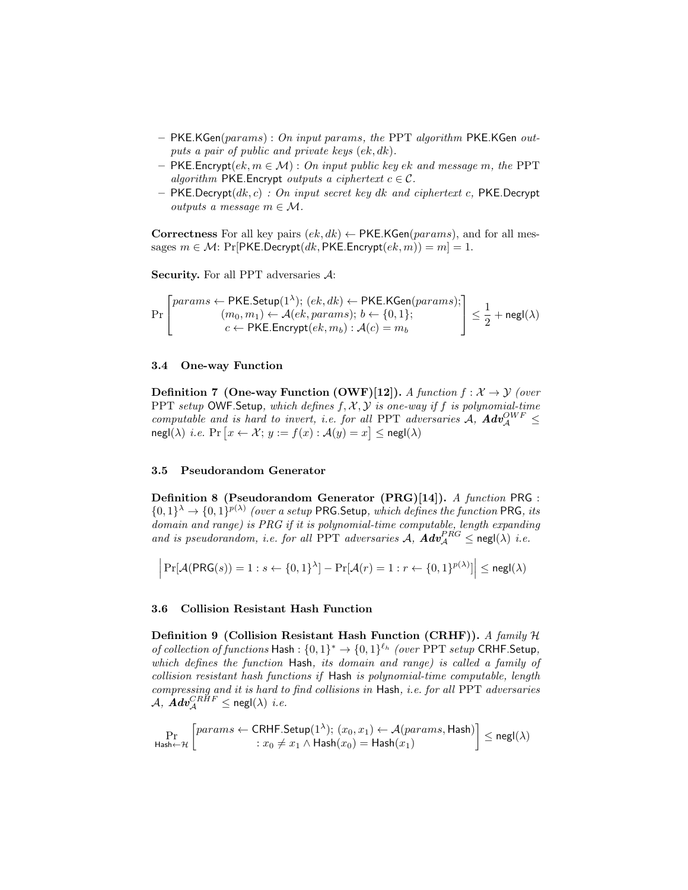- $\mathsf{PKE.KGen}(params)$ : *On input* $params$*, the* PPT *algorithm* $\mathsf{PKE.KGen}$ *outputs a pair of public and private keys* $(ek, dk)$*.*
- $\mathsf{PKE.Encrypt}(ek, m \in \mathcal{M})$ : *On input public key* $ek$ *and message* $m$*, the* PPT *algorithm* $\mathsf{PKE.Encrypt}$ *outputs a ciphertext* $c \in \mathcal{C}$*.*
- $\mathsf{PKE.Decrypt}(dk, c)$ *: On input secret key* $dk$ *and ciphertext* $c$*,* $\mathsf{PKE.Decrypt}$ *outputs a message* $m \in \mathcal{M}$*.*

**Correctness** For all key pairs $(ek, dk) \leftarrow \mathsf{PKE.KGen}(params)$, and for all messages $m \in \mathcal{M}$: $\Pr[\mathsf{PKE.Decrypt}(dk, \mathsf{PKE.Encrypt}(ek, m)) = m] = 1$.

**Security.** For all PPT adversaries $\mathcal{A}$:

$$\Pr\left[\begin{matrix} params \leftarrow \mathsf{PKE.Setup}(1^\lambda);\ (ek, dk) \leftarrow \mathsf{PKE.KGen}(params); \\ (m_0, m_1) \leftarrow \mathcal{A}(ek, params);\ b \leftarrow \{0,1\}; \\ c \leftarrow \mathsf{PKE.Encrypt}(ek, m_b) : \mathcal{A}(c) = m_b \end{matrix}\right] \leq \frac{1}{2} + \mathsf{negl}(\lambda)$$

### 3.4 One-way Function

**Definition 7 (One-way Function (OWF)[12]).** *A function* $f : \mathcal{X} \rightarrow \mathcal{Y}$ *(over* PPT *setup* $\mathsf{OWF.Setup}$*, which defines* $f, \mathcal{X}, \mathcal{Y}$ *is one-way if* $f$ *is polynomial-time computable and is hard to invert, i.e. for all* PPT *adversaries* $\mathcal{A}$*,* $\boldsymbol{Adv}_{\mathcal{A}}^{OWF} \leq \mathsf{negl}(\lambda)$ *i.e.* $\Pr\left[x \leftarrow \mathcal{X};\ y := f(x) : \mathcal{A}(y) = x\right] \leq \mathsf{negl}(\lambda)$

### 3.5 Pseudorandom Generator

**Definition 8 (Pseudorandom Generator (PRG)[14]).** *A function* $\mathsf{PRG} : \{0,1\}^\lambda \rightarrow \{0,1\}^{p(\lambda)}$ *(over a setup* $\mathsf{PRG.Setup}$*, which defines the function* $\mathsf{PRG}$*, its domain and range) is PRG if it is polynomial-time computable, length expanding and is pseudorandom, i.e. for all* PPT *adversaries* $\mathcal{A}$*,* $\boldsymbol{Adv}_{\mathcal{A}}^{PRG} \leq \mathsf{negl}(\lambda)$ *i.e.*

$$\left|\Pr[\mathcal{A}(\mathsf{PRG}(s)) = 1 : s \leftarrow \{0,1\}^\lambda] - \Pr[\mathcal{A}(r) = 1 : r \leftarrow \{0,1\}^{p(\lambda)}]\right| \leq \mathsf{negl}(\lambda)$$

### 3.6 Collision Resistant Hash Function

**Definition 9 (Collision Resistant Hash Function (CRHF)).** *A family* $\mathcal{H}$ *of collection of functions* $\mathsf{Hash} : \{0,1\}^* \rightarrow \{0,1\}^{\ell_h}$ *(over* PPT *setup* $\mathsf{CRHF.Setup}$*, which defines the function* $\mathsf{Hash}$*, its domain and range) is called a family of collision resistant hash functions if* $\mathsf{Hash}$ *is polynomial-time computable, length compressing and it is hard to find collisions in* $\mathsf{Hash}$*, i.e. for all* PPT *adversaries* $\mathcal{A}$*,* $\boldsymbol{Adv}_{\mathcal{A}}^{CRHF} \leq \mathsf{negl}(\lambda)$ *i.e.*

$$\Pr_{\mathsf{Hash} \leftarrow \mathcal{H}}\left[\begin{matrix} params \leftarrow \mathsf{CRHF.Setup}(1^\lambda);\ (x_0, x_1) \leftarrow \mathcal{A}(params, \mathsf{Hash}) \\ : x_0 \neq x_1 \wedge \mathsf{Hash}(x_0) = \mathsf{Hash}(x_1) \end{matrix}\right] \leq \mathsf{negl}(\lambda)$$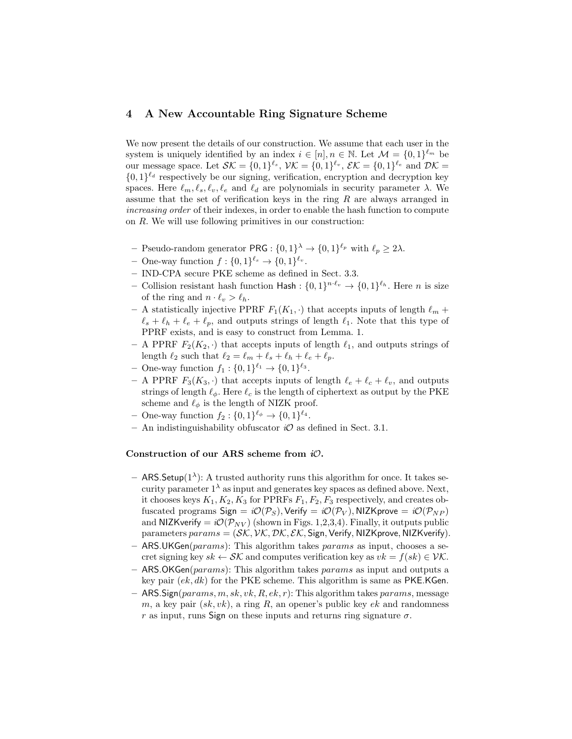## 4 A New Accountable Ring Signature Scheme

We now present the details of our construction. We assume that each user in the system is uniquely identified by an index $i \in [n], n \in \mathbb{N}$. Let $\mathcal{M} = \{0,1\}^{\ell_m}$ be our message space. Let $\mathcal{SK} = \{0,1\}^{\ell_s}$, $\mathcal{VK} = \{0,1\}^{\ell_v}$, $\mathcal{EK} = \{0,1\}^{\ell_e}$ and $\mathcal{DK} = \{0,1\}^{\ell_d}$ respectively be our signing, verification, encryption and decryption key spaces. Here $\ell_m, \ell_s, \ell_v, \ell_e$ and $\ell_d$ are polynomials in security parameter $\lambda$. We assume that the set of verification keys in the ring $R$ are always arranged in *increasing order* of their indexes, in order to enable the hash function to compute on $R$. We will use following primitives in our construction:

- Pseudo-random generator $\mathsf{PRG} : \{0,1\}^{\lambda} \rightarrow \{0,1\}^{\ell_p}$ with $\ell_p \geq 2\lambda$.
- One-way function $f : \{0,1\}^{\ell_s} \rightarrow \{0,1\}^{\ell_v}$.
- IND-CPA secure PKE scheme as defined in Sect. 3.3.
- Collision resistant hash function $\mathsf{Hash} : \{0,1\}^{n \cdot \ell_v} \rightarrow \{0,1\}^{\ell_h}$. Here $n$ is size of the ring and $n \cdot \ell_v > \ell_h$.
- A statistically injective PPRF $F_1(K_1, \cdot)$ that accepts inputs of length $\ell_m + \ell_s + \ell_h + \ell_e + \ell_p$, and outputs strings of length $\ell_1$. Note that this type of PPRF exists, and is easy to construct from Lemma. 1.
- A PPRF $F_2(K_2, \cdot)$ that accepts inputs of length $\ell_1$, and outputs strings of length $\ell_2$ such that $\ell_2 = \ell_m + \ell_s + \ell_h + \ell_e + \ell_p$.
- One-way function $f_1 : \{0,1\}^{\ell_1} \rightarrow \{0,1\}^{\ell_3}$.
- A PPRF $F_3(K_3, \cdot)$ that accepts inputs of length $\ell_e + \ell_c + \ell_v$, and outputs strings of length $\ell_\phi$. Here $\ell_c$ is the length of ciphertext as output by the PKE scheme and $\ell_\phi$ is the length of NIZK proof.
- One-way function $f_2 : \{0,1\}^{\ell_\phi} \rightarrow \{0,1\}^{\ell_4}$.
- An indistinguishability obfuscator $i\mathcal{O}$ as defined in Sect. 3.1.

**Construction of our ARS scheme from $i\mathcal{O}$.**

- $\mathsf{ARS.Setup}(1^\lambda)$: A trusted authority runs this algorithm for once. It takes security parameter $1^\lambda$ as input and generates key spaces as defined above. Next, it chooses keys $K_1, K_2, K_3$ for PPRFs $F_1, F_2, F_3$ respectively, and creates obfuscated programs $\mathsf{Sign} = i\mathcal{O}(\mathcal{P}_S)$, $\mathsf{Verify} = i\mathcal{O}(\mathcal{P}_V)$, $\mathsf{NIZKprove} = i\mathcal{O}(\mathcal{P}_{NP})$ and $\mathsf{NIZKverify} = i\mathcal{O}(\mathcal{P}_{NV})$ (shown in Figs. 1,2,3,4). Finally, it outputs public parameters $params = (\mathcal{SK}, \mathcal{VK}, \mathcal{DK}, \mathcal{EK}, \mathsf{Sign}, \mathsf{Verify}, \mathsf{NIZKprove}, \mathsf{NIZKverify})$.
- $\mathsf{ARS.UKGen}(params)$: This algorithm takes $params$ as input, chooses a secret signing key $sk \leftarrow \mathcal{SK}$ and computes verification key as $vk = f(sk) \in \mathcal{VK}$.
- $\mathsf{ARS.OKGen}(params)$: This algorithm takes $params$ as input and outputs a key pair $(ek, dk)$ for the PKE scheme. This algorithm is same as $\mathsf{PKE.KGen}$.
- $\mathsf{ARS.Sign}(params, m, sk, vk, R, ek, r)$: This algorithm takes $params$, message $m$, a key pair $(sk, vk)$, a ring $R$, an opener's public key $ek$ and randomness $r$ as input, runs $\mathsf{Sign}$ on these inputs and returns ring signature $\sigma$.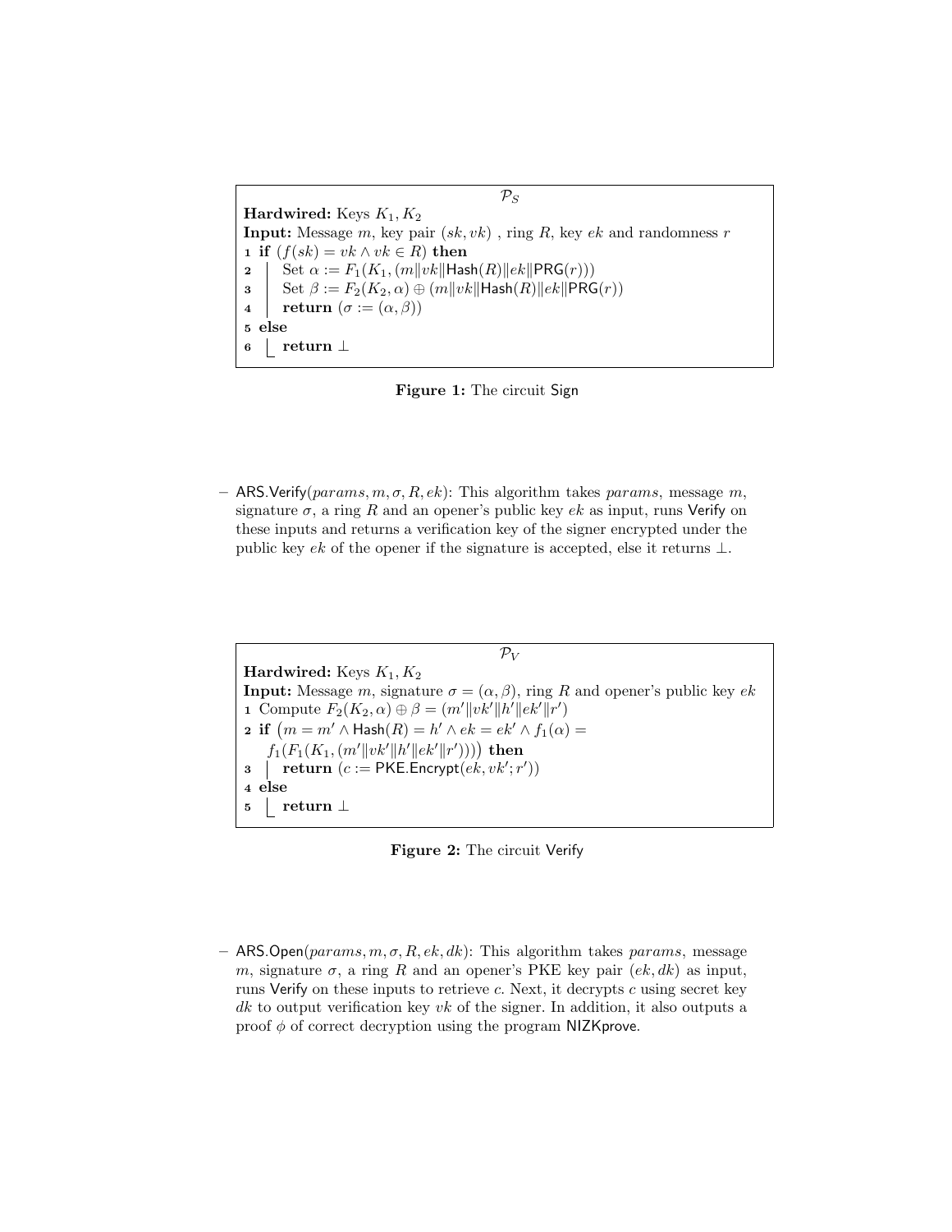**$\mathcal{P}_S$**

**Hardwired:** Keys $K_1, K_2$

**Input:** Message $m$, key pair $(sk, vk)$ , ring $R$, key $ek$ and randomness $r$

```
1 if (f(sk) = vk ∧ vk ∈ R) then
2     Set α := F_1(K_1, (m‖vk‖Hash(R)‖ek‖PRG(r)))
3     Set β := F_2(K_2, α) ⊕ (m‖vk‖Hash(R)‖ek‖PRG(r))
4     return (σ := (α, β))
5 else
6     return ⊥
```

**Figure 1:** The circuit Sign

– $\mathsf{ARS.Verify}(params, m, \sigma, R, ek)$: This algorithm takes $params$, message $m$, signature $\sigma$, a ring $R$ and an opener's public key $ek$ as input, runs Verify on these inputs and returns a verification key of the signer encrypted under the public key $ek$ of the opener if the signature is accepted, else it returns $\perp$.

**$\mathcal{P}_V$**

**Hardwired:** Keys $K_1, K_2$

**Input:** Message $m$, signature $\sigma = (\alpha, \beta)$, ring $R$ and opener's public key $ek$

```
1 Compute F_2(K_2, α) ⊕ β = (m'‖vk'‖h'‖ek'‖r')
2 if (m = m' ∧ Hash(R) = h' ∧ ek = ek' ∧ f_1(α) =
     f_1(F_1(K_1, (m'‖vk'‖h'‖ek'‖r')))) then
3     return (c := PKE.Encrypt(ek, vk'; r'))
4 else
5     return ⊥
```

**Figure 2:** The circuit Verify

– $\mathsf{ARS.Open}(params, m, \sigma, R, ek, dk)$: This algorithm takes $params$, message $m$, signature $\sigma$, a ring $R$ and an opener's PKE key pair $(ek, dk)$ as input, runs Verify on these inputs to retrieve $c$. Next, it decrypts $c$ using secret key $dk$ to output verification key $vk$ of the signer. In addition, it also outputs a proof $\phi$ of correct decryption using the program NIZKprove.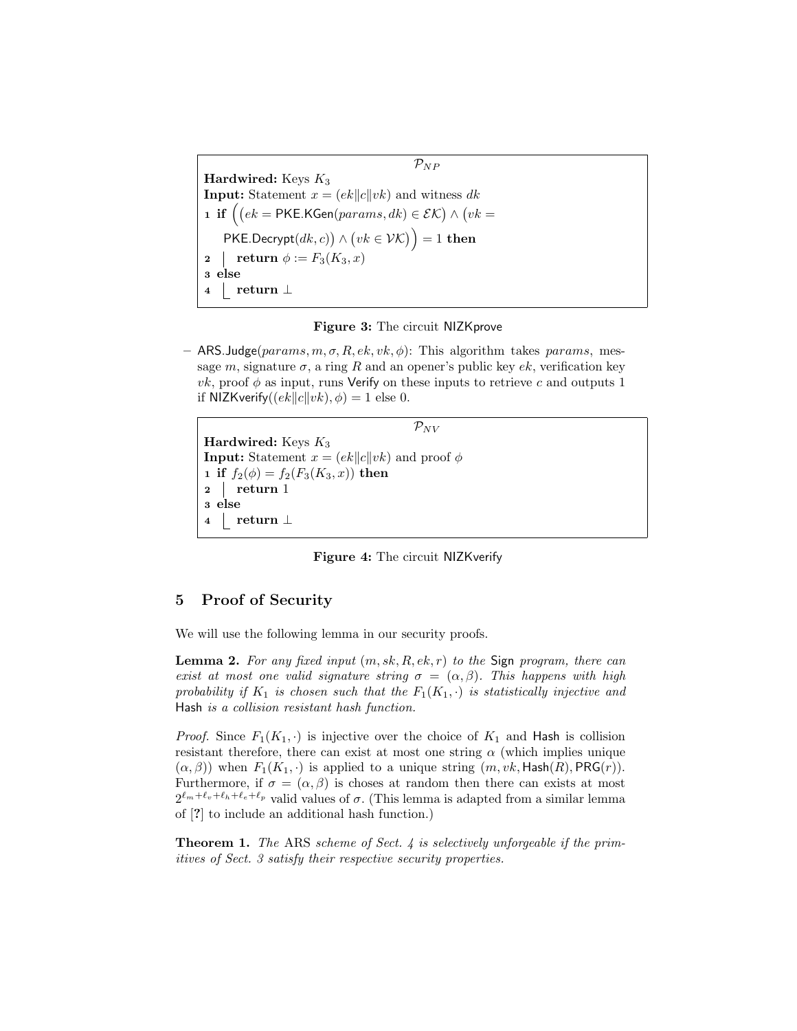```
P_NP
Hardwired: Keys K_3
Input: Statement x = (ek‖c‖vk) and witness dk
1 if ((ek = PKE.KGen(params, dk) ∈ EK) ∧ (vk =
      PKE.Decrypt(dk, c)) ∧ (vk ∈ VK)) = 1 then
2  |  return φ := F_3(K_3, x)
3 else
4  |  return ⊥
```

**Figure 3:** The circuit NIZKprove

– ARS.Judge($params, m, \sigma, R, ek, vk, \phi$): This algorithm takes $params$, message $m$, signature $\sigma$, a ring $R$ and an opener's public key $ek$, verification key $vk$, proof $\phi$ as input, runs Verify on these inputs to retrieve $c$ and outputs 1 if NIZKverify($(ek\|c\|vk), \phi) = 1$ else 0.

```
P_NV
Hardwired: Keys K_3
Input: Statement x = (ek‖c‖vk) and proof φ
1 if f_2(φ) = f_2(F_3(K_3, x)) then
2  |  return 1
3 else
4  |  return ⊥
```

**Figure 4:** The circuit NIZKverify

## 5 Proof of Security

We will use the following lemma in our security proofs.

**Lemma 2.** *For any fixed input $(m, sk, R, ek, r)$ to the* Sign *program, there can exist at most one valid signature string $\sigma = (\alpha, \beta)$. This happens with high probability if $K_1$ is chosen such that the $F_1(K_1, \cdot)$ is statistically injective and* Hash *is a collision resistant hash function.*

*Proof.* Since $F_1(K_1, \cdot)$ is injective over the choice of $K_1$ and Hash is collision resistant therefore, there can exist at most one string $\alpha$ (which implies unique $(\alpha, \beta)$) when $F_1(K_1, \cdot)$ is applied to a unique string $(m, vk, \mathsf{Hash}(R), \mathsf{PRG}(r))$. Furthermore, if $\sigma = (\alpha, \beta)$ is choses at random then there can exists at most $2^{\ell_m + \ell_v + \ell_h + \ell_e + \ell_p}$ valid values of $\sigma$. (This lemma is adapted from a similar lemma of [?] to include an additional hash function.)

**Theorem 1.** *The* ARS *scheme of Sect. 4 is selectively unforgeable if the primitives of Sect. 3 satisfy their respective security properties.*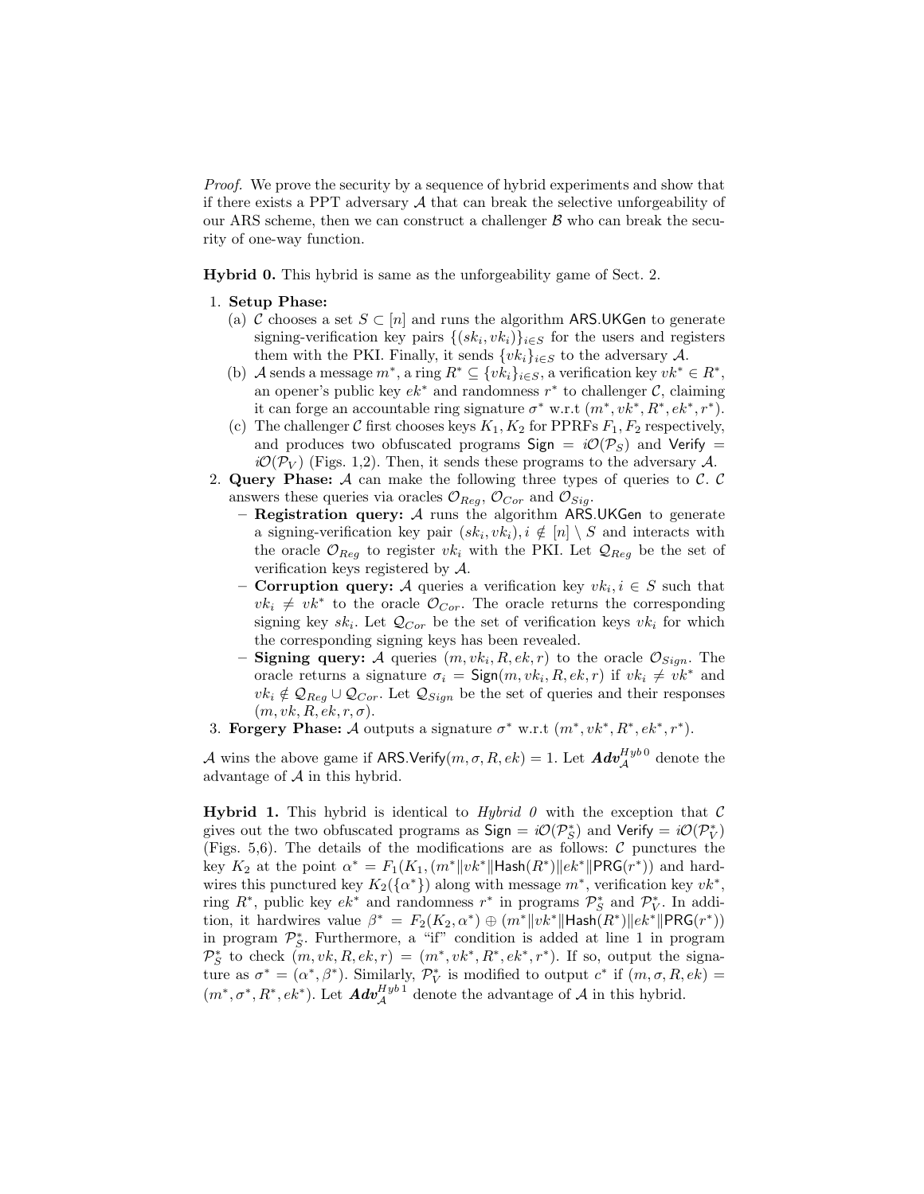*Proof.* We prove the security by a sequence of hybrid experiments and show that if there exists a PPT adversary $\mathcal{A}$ that can break the selective unforgeability of our ARS scheme, then we can construct a challenger $\mathcal{B}$ who can break the security of one-way function.

**Hybrid 0.** This hybrid is same as the unforgeability game of Sect. 2.

1. **Setup Phase:**
   (a) $\mathcal{C}$ chooses a set $S \subset [n]$ and runs the algorithm $\mathsf{ARS.UKGen}$ to generate signing-verification key pairs $\{(sk_i, vk_i)\}_{i \in S}$ for the users and registers them with the PKI. Finally, it sends $\{vk_i\}_{i \in S}$ to the adversary $\mathcal{A}$.
   (b) $\mathcal{A}$ sends a message $m^*$, a ring $R^* \subseteq \{vk_i\}_{i \in S}$, a verification key $vk^* \in R^*$, an opener's public key $ek^*$ and randomness $r^*$ to challenger $\mathcal{C}$, claiming it can forge an accountable ring signature $\sigma^*$ w.r.t $(m^*, vk^*, R^*, ek^*, r^*)$.
   (c) The challenger $\mathcal{C}$ first chooses keys $K_1, K_2$ for PPRFs $F_1, F_2$ respectively, and produces two obfuscated programs $\mathsf{Sign} = i\mathcal{O}(\mathcal{P}_S)$ and $\mathsf{Verify} = i\mathcal{O}(\mathcal{P}_V)$ (Figs. 1,2). Then, it sends these programs to the adversary $\mathcal{A}$.
2. **Query Phase:** $\mathcal{A}$ can make the following three types of queries to $\mathcal{C}$. $\mathcal{C}$ answers these queries via oracles $\mathcal{O}_{Reg}$, $\mathcal{O}_{Cor}$ and $\mathcal{O}_{Sig}$.
   - **Registration query:** $\mathcal{A}$ runs the algorithm $\mathsf{ARS.UKGen}$ to generate a signing-verification key pair $(sk_i, vk_i), i \notin [n] \setminus S$ and interacts with the oracle $\mathcal{O}_{Reg}$ to register $vk_i$ with the PKI. Let $\mathcal{Q}_{Reg}$ be the set of verification keys registered by $\mathcal{A}$.
   - **Corruption query:** $\mathcal{A}$ queries a verification key $vk_i, i \in S$ such that $vk_i \neq vk^*$ to the oracle $\mathcal{O}_{Cor}$. The oracle returns the corresponding signing key $sk_i$. Let $\mathcal{Q}_{Cor}$ be the set of verification keys $vk_i$ for which the corresponding signing keys has been revealed.
   - **Signing query:** $\mathcal{A}$ queries $(m, vk_i, R, ek, r)$ to the oracle $\mathcal{O}_{Sign}$. The oracle returns a signature $\sigma_i = \mathsf{Sign}(m, vk_i, R, ek, r)$ if $vk_i \neq vk^*$ and $vk_i \notin \mathcal{Q}_{Reg} \cup \mathcal{Q}_{Cor}$. Let $\mathcal{Q}_{Sign}$ be the set of queries and their responses $(m, vk, R, ek, r, \sigma)$.
3. **Forgery Phase:** $\mathcal{A}$ outputs a signature $\sigma^*$ w.r.t $(m^*, vk^*, R^*, ek^*, r^*)$.

$\mathcal{A}$ wins the above game if $\mathsf{ARS.Verify}(m, \sigma, R, ek) = 1$. Let $\boldsymbol{Adv}_{\mathcal{A}}^{Hyb\,0}$ denote the advantage of $\mathcal{A}$ in this hybrid.

**Hybrid 1.** This hybrid is identical to *Hybrid 0* with the exception that $\mathcal{C}$ gives out the two obfuscated programs as $\mathsf{Sign} = i\mathcal{O}(\mathcal{P}_S^*)$ and $\mathsf{Verify} = i\mathcal{O}(\mathcal{P}_V^*)$ (Figs. 5,6). The details of the modifications are as follows: $\mathcal{C}$ punctures the key $K_2$ at the point $\alpha^* = F_1(K_1, (m^* \| vk^* \| \mathsf{Hash}(R^*) \| ek^* \| \mathsf{PRG}(r^*))$ and hardwires this punctured key $K_2(\{\alpha^*\})$ along with message $m^*$, verification key $vk^*$, ring $R^*$, public key $ek^*$ and randomness $r^*$ in programs $\mathcal{P}_S^*$ and $\mathcal{P}_V^*$. In addition, it hardwires value $\beta^* = F_2(K_2, \alpha^*) \oplus (m^* \| vk^* \| \mathsf{Hash}(R^*) \| ek^* \| \mathsf{PRG}(r^*))$ in program $\mathcal{P}_S^*$. Furthermore, a "if" condition is added at line 1 in program $\mathcal{P}_S^*$ to check $(m, vk, R, ek, r) = (m^*, vk^*, R^*, ek^*, r^*)$. If so, output the signature as $\sigma^* = (\alpha^*, \beta^*)$. Similarly, $\mathcal{P}_V^*$ is modified to output $c^*$ if $(m, \sigma, R, ek) = (m^*, \sigma^*, R^*, ek^*)$. Let $\boldsymbol{Adv}_{\mathcal{A}}^{Hyb\,1}$ denote the advantage of $\mathcal{A}$ in this hybrid.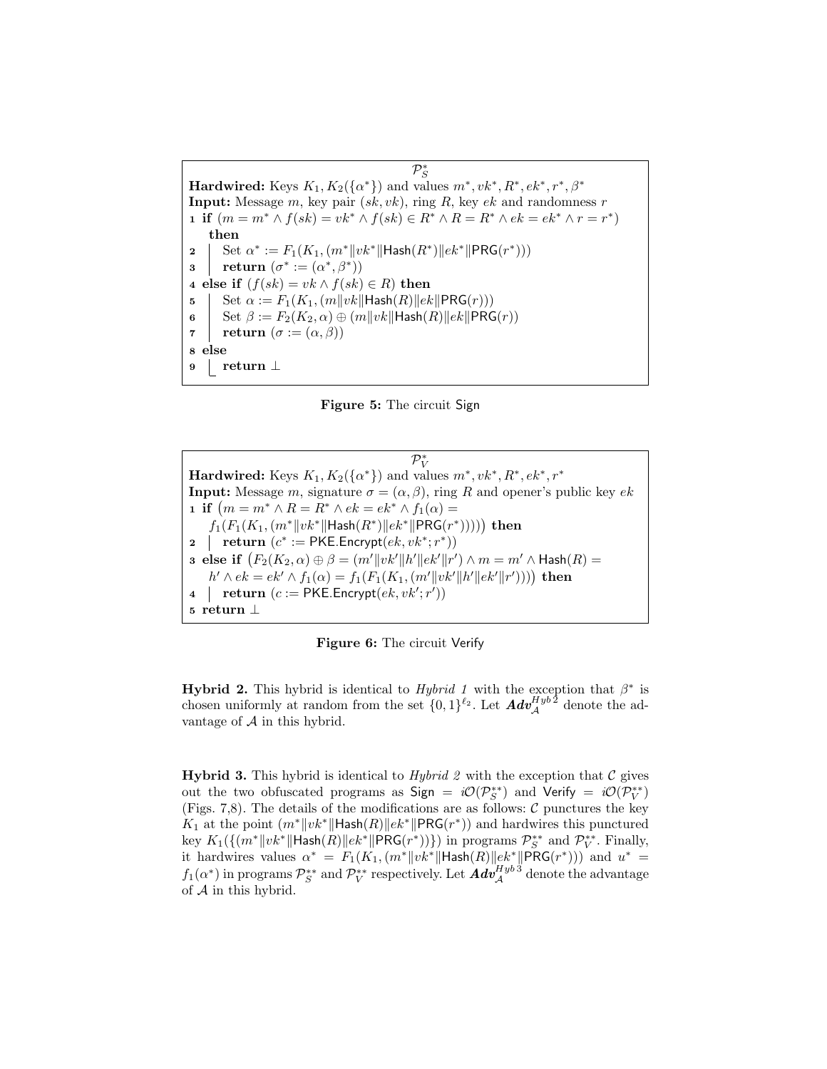$\mathcal{P}_S^*$

**Hardwired:** Keys $K_1, K_2(\{\alpha^*\})$ and values $m^*, vk^*, R^*, ek^*, r^*, \beta^*$

**Input:** Message $m$, key pair $(sk, vk)$, ring $R$, key $ek$ and randomness $r$

```
1 if (m = m* ∧ f(sk) = vk* ∧ f(sk) ∈ R* ∧ R = R* ∧ ek = ek* ∧ r = r*)
  then
2   Set α* := F1(K1, (m*‖vk*‖Hash(R*)‖ek*‖PRG(r*)))
3   return (σ* := (α*, β*))
4 else if (f(sk) = vk ∧ f(sk) ∈ R) then
5   Set α := F1(K1, (m‖vk‖Hash(R)‖ek‖PRG(r)))
6   Set β := F2(K2, α) ⊕ (m‖vk‖Hash(R)‖ek‖PRG(r))
7   return (σ := (α, β))
8 else
9   return ⊥
```

**Figure 5:** The circuit Sign

$\mathcal{P}_V^*$

**Hardwired:** Keys $K_1, K_2(\{\alpha^*\})$ and values $m^*, vk^*, R^*, ek^*, r^*$

**Input:** Message $m$, signature $\sigma = (\alpha, \beta)$, ring $R$ and opener's public key $ek$

```
1 if (m = m* ∧ R = R* ∧ ek = ek* ∧ f1(α) =
    f1(F1(K1, (m*‖vk*‖Hash(R*)‖ek*‖PRG(r*))))) then
2   return (c* := PKE.Encrypt(ek, vk*; r*))
3 else if (F2(K2, α) ⊕ β = (m′‖vk′‖h′‖ek′‖r′) ∧ m = m′ ∧ Hash(R) =
    h′ ∧ ek = ek′ ∧ f1(α) = f1(F1(K1, (m′‖vk′‖h′‖ek′‖r′)))) then
4   return (c := PKE.Encrypt(ek, vk′; r′))
5 return ⊥
```

**Figure 6:** The circuit Verify

**Hybrid 2.** This hybrid is identical to *Hybrid 1* with the exception that $\beta^*$ is chosen uniformly at random from the set $\{0,1\}^{\ell_2}$. Let $\boldsymbol{Adv}_{\mathcal{A}}^{Hyb\,2}$ denote the advantage of $\mathcal{A}$ in this hybrid.

**Hybrid 3.** This hybrid is identical to *Hybrid 2* with the exception that $\mathcal{C}$ gives out the two obfuscated programs as $\mathsf{Sign} = i\mathcal{O}(\mathcal{P}_S^{**})$ and $\mathsf{Verify} = i\mathcal{O}(\mathcal{P}_V^{**})$ (Figs. 7,8). The details of the modifications are as follows: $\mathcal{C}$ punctures the key $K_1$ at the point $(m^*\|vk^*\|\mathsf{Hash}(R)\|ek^*\|\mathsf{PRG}(r^*))$ and hardwires this punctured key $K_1(\{(m^*\|vk^*\|\mathsf{Hash}(R)\|ek^*\|\mathsf{PRG}(r^*))\})$ in programs $\mathcal{P}_S^{**}$ and $\mathcal{P}_V^{**}$. Finally, it hardwires values $\alpha^* = F_1(K_1, (m^*\|vk^*\|\mathsf{Hash}(R)\|ek^*\|\mathsf{PRG}(r^*)))$ and $u^* = f_1(\alpha^*)$ in programs $\mathcal{P}_S^{**}$ and $\mathcal{P}_V^{**}$ respectively. Let $\boldsymbol{Adv}_{\mathcal{A}}^{Hyb\,3}$ denote the advantage of $\mathcal{A}$ in this hybrid.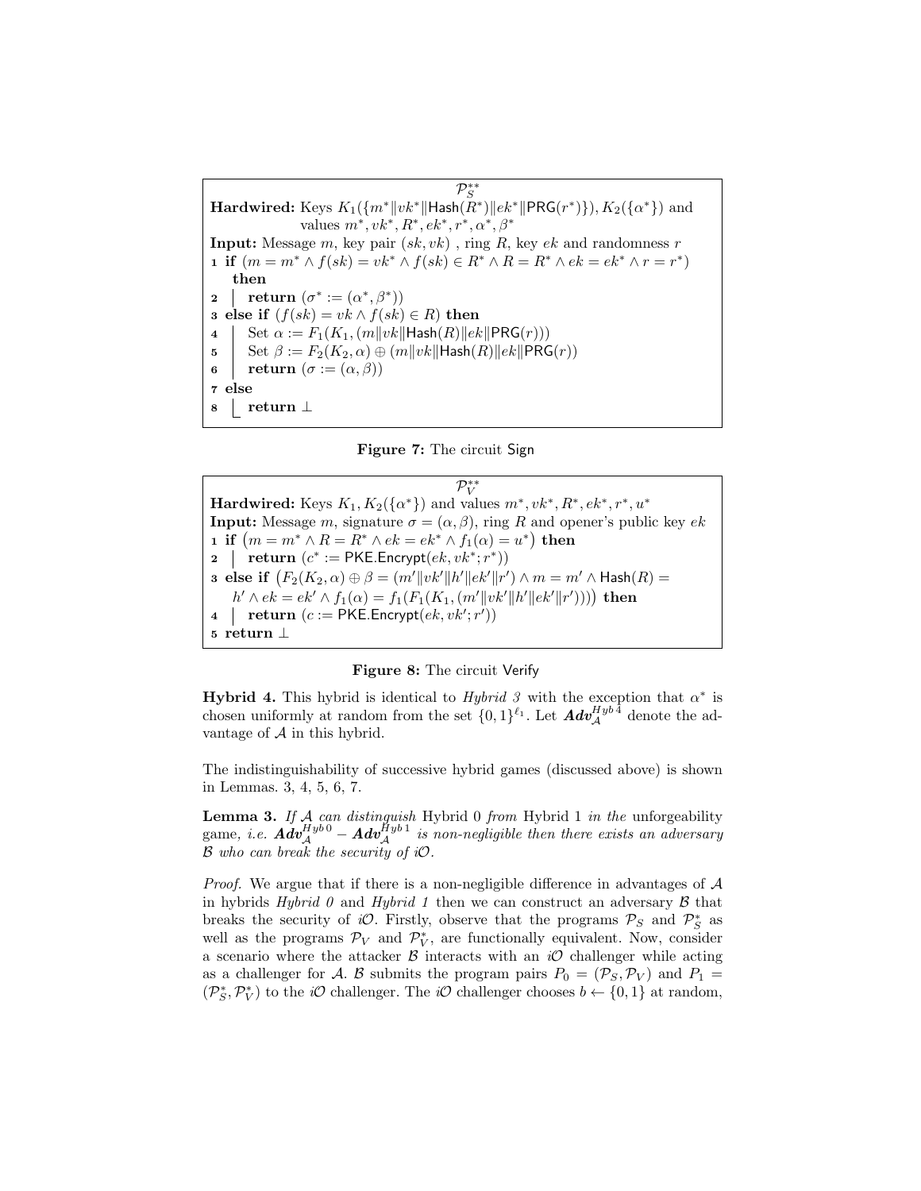$\mathcal{P}_S^{**}$

**Hardwired:** Keys $K_1(\{m^*\|vk^*\|\mathsf{Hash}(R^*)\|ek^*\|\mathsf{PRG}(r^*)\}), K_2(\{\alpha^*\})$ and values $m^*, vk^*, R^*, ek^*, r^*, \alpha^*, \beta^*$

**Input:** Message $m$, key pair $(sk, vk)$ , ring $R$, key $ek$ and randomness $r$

```
1 if (m = m* ∧ f(sk) = vk* ∧ f(sk) ∈ R* ∧ R = R* ∧ ek = ek* ∧ r = r*) then
2 |  return (σ* := (α*, β*))
3 else if (f(sk) = vk ∧ f(sk) ∈ R) then
4 |  Set α := F1(K1, (m‖vk‖Hash(R)‖ek‖PRG(r)))
5 |  Set β := F2(K2, α) ⊕ (m‖vk‖Hash(R)‖ek‖PRG(r))
6 |  return (σ := (α, β))
7 else
8 |  return ⊥
```

**Figure 7:** The circuit Sign

$\mathcal{P}_V^{**}$

**Hardwired:** Keys $K_1, K_2(\{\alpha^*\})$ and values $m^*, vk^*, R^*, ek^*, r^*, u^*$

**Input:** Message $m$, signature $\sigma = (\alpha, \beta)$, ring $R$ and opener's public key $ek$

```
1 if (m = m* ∧ R = R* ∧ ek = ek* ∧ f1(α) = u*) then
2 |  return (c* := PKE.Encrypt(ek, vk*; r*))
3 else if (F2(K2, α) ⊕ β = (m'‖vk'‖h'‖ek'‖r') ∧ m = m' ∧ Hash(R) =
   h' ∧ ek = ek' ∧ f1(α) = f1(F1(K1, (m'‖vk'‖h'‖ek'‖r')))) then
4 |  return (c := PKE.Encrypt(ek, vk'; r'))
5 return ⊥
```

**Figure 8:** The circuit Verify

**Hybrid 4.** This hybrid is identical to *Hybrid 3* with the exception that $\alpha^*$ is chosen uniformly at random from the set $\{0,1\}^{\ell_1}$. Let $\boldsymbol{Adv}_{\mathcal{A}}^{Hyb\,4}$ denote the advantage of $\mathcal{A}$ in this hybrid.

The indistinguishability of successive hybrid games (discussed above) is shown in Lemmas. 3, 4, 5, 6, 7.

**Lemma 3.** *If $\mathcal{A}$ can distinguish* Hybrid 0 *from* Hybrid 1 *in the* unforgeability *game, i.e. $\boldsymbol{Adv}_{\mathcal{A}}^{Hyb\,0} - \boldsymbol{Adv}_{\mathcal{A}}^{Hyb\,1}$ is non-negligible then there exists an adversary $\mathcal{B}$ who can break the security of iO.*

*Proof.* We argue that if there is a non-negligible difference in advantages of $\mathcal{A}$ in hybrids *Hybrid 0* and *Hybrid 1* then we can construct an adversary $\mathcal{B}$ that breaks the security of *iO*. Firstly, observe that the programs $\mathcal{P}_S$ and $\mathcal{P}_S^*$ as well as the programs $\mathcal{P}_V$ and $\mathcal{P}_V^*$, are functionally equivalent. Now, consider a scenario where the attacker $\mathcal{B}$ interacts with an *iO* challenger while acting as a challenger for $\mathcal{A}$. $\mathcal{B}$ submits the program pairs $P_0 = (\mathcal{P}_S, \mathcal{P}_V)$ and $P_1 = (\mathcal{P}_S^*, \mathcal{P}_V^*)$ to the *iO* challenger. The *iO* challenger chooses $b \leftarrow \{0,1\}$ at random,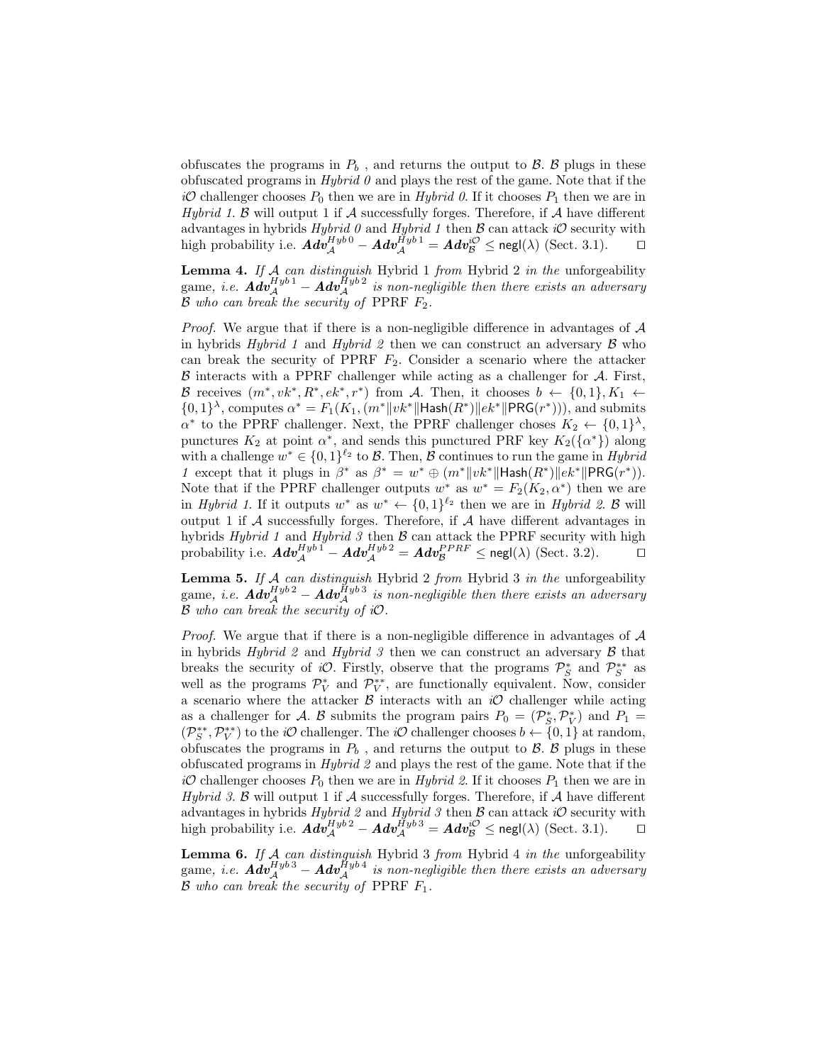obfuscates the programs in $P_b$ , and returns the output to $\mathcal{B}$. $\mathcal{B}$ plugs in these obfuscated programs in *Hybrid 0* and plays the rest of the game. Note that if the $i\mathcal{O}$ challenger chooses $P_0$ then we are in *Hybrid 0*. If it chooses $P_1$ then we are in *Hybrid 1*. $\mathcal{B}$ will output 1 if $\mathcal{A}$ successfully forges. Therefore, if $\mathcal{A}$ have different advantages in hybrids *Hybrid 0* and *Hybrid 1* then $\mathcal{B}$ can attack $i\mathcal{O}$ security with high probability i.e. $\boldsymbol{Adv}_{\mathcal{A}}^{Hyb\,0} - \boldsymbol{Adv}_{\mathcal{A}}^{Hyb\,1} = \boldsymbol{Adv}_{\mathcal{B}}^{i\mathcal{O}} \leq \mathsf{negl}(\lambda)$ (Sect. 3.1). ◻

**Lemma 4.** *If $\mathcal{A}$ can distinguish* Hybrid 1 *from* Hybrid 2 *in the* unforgeability game*, i.e.* $\boldsymbol{Adv}_{\mathcal{A}}^{Hyb\,1} - \boldsymbol{Adv}_{\mathcal{A}}^{Hyb\,2}$ *is non-negligible then there exists an adversary $\mathcal{B}$ who can break the security of* PPRF $F_2$.

*Proof.* We argue that if there is a non-negligible difference in advantages of $\mathcal{A}$ in hybrids *Hybrid 1* and *Hybrid 2* then we can construct an adversary $\mathcal{B}$ who can break the security of PPRF $F_2$. Consider a scenario where the attacker $\mathcal{B}$ interacts with a PPRF challenger while acting as a challenger for $\mathcal{A}$. First, $\mathcal{B}$ receives $(m^*, vk^*, R^*, ek^*, r^*)$ from $\mathcal{A}$. Then, it chooses $b \leftarrow \{0,1\}, K_1 \leftarrow \{0,1\}^\lambda$, computes $\alpha^* = F_1(K_1, (m^* \| vk^* \| \mathsf{Hash}(R^*) \| ek^* \| \mathsf{PRG}(r^*)))$, and submits $\alpha^*$ to the PPRF challenger. Next, the PPRF challenger choses $K_2 \leftarrow \{0,1\}^\lambda$, punctures $K_2$ at point $\alpha^*$, and sends this punctured PRF key $K_2(\{\alpha^*\})$ along with a challenge $w^* \in \{0,1\}^{\ell_2}$ to $\mathcal{B}$. Then, $\mathcal{B}$ continues to run the game in *Hybrid 1* except that it plugs in $\beta^*$ as $\beta^* = w^* \oplus (m^* \| vk^* \| \mathsf{Hash}(R^*) \| ek^* \| \mathsf{PRG}(r^*))$. Note that if the PPRF challenger outputs $w^*$ as $w^* = F_2(K_2, \alpha^*)$ then we are in *Hybrid 1*. If it outputs $w^*$ as $w^* \leftarrow \{0,1\}^{\ell_2}$ then we are in *Hybrid 2*. $\mathcal{B}$ will output 1 if $\mathcal{A}$ successfully forges. Therefore, if $\mathcal{A}$ have different advantages in hybrids *Hybrid 1* and *Hybrid 3* then $\mathcal{B}$ can attack the PPRF security with high probability i.e. $\boldsymbol{Adv}_{\mathcal{A}}^{Hyb\,1} - \boldsymbol{Adv}_{\mathcal{A}}^{Hyb\,2} = \boldsymbol{Adv}_{\mathcal{B}}^{PPRF} \leq \mathsf{negl}(\lambda)$ (Sect. 3.2). ◻

**Lemma 5.** *If $\mathcal{A}$ can distinguish* Hybrid 2 *from* Hybrid 3 *in the* unforgeability game*, i.e.* $\boldsymbol{Adv}_{\mathcal{A}}^{Hyb\,2} - \boldsymbol{Adv}_{\mathcal{A}}^{Hyb\,3}$ *is non-negligible then there exists an adversary $\mathcal{B}$ who can break the security of $i\mathcal{O}$.*

*Proof.* We argue that if there is a non-negligible difference in advantages of $\mathcal{A}$ in hybrids *Hybrid 2* and *Hybrid 3* then we can construct an adversary $\mathcal{B}$ that breaks the security of $i\mathcal{O}$. Firstly, observe that the programs $\mathcal{P}_S^*$ and $\mathcal{P}_S^{**}$ as well as the programs $\mathcal{P}_V^*$ and $\mathcal{P}_V^{**}$, are functionally equivalent. Now, consider a scenario where the attacker $\mathcal{B}$ interacts with an $i\mathcal{O}$ challenger while acting as a challenger for $\mathcal{A}$. $\mathcal{B}$ submits the program pairs $P_0 = (\mathcal{P}_S^*, \mathcal{P}_V^*)$ and $P_1 = (\mathcal{P}_S^{**}, \mathcal{P}_V^{**})$ to the $i\mathcal{O}$ challenger. The $i\mathcal{O}$ challenger chooses $b \leftarrow \{0,1\}$ at random, obfuscates the programs in $P_b$ , and returns the output to $\mathcal{B}$. $\mathcal{B}$ plugs in these obfuscated programs in *Hybrid 2* and plays the rest of the game. Note that if the $i\mathcal{O}$ challenger chooses $P_0$ then we are in *Hybrid 2*. If it chooses $P_1$ then we are in *Hybrid 3*. $\mathcal{B}$ will output 1 if $\mathcal{A}$ successfully forges. Therefore, if $\mathcal{A}$ have different advantages in hybrids *Hybrid 2* and *Hybrid 3* then $\mathcal{B}$ can attack $i\mathcal{O}$ security with high probability i.e. $\boldsymbol{Adv}_{\mathcal{A}}^{Hyb\,2} - \boldsymbol{Adv}_{\mathcal{A}}^{Hyb\,3} = \boldsymbol{Adv}_{\mathcal{B}}^{i\mathcal{O}} \leq \mathsf{negl}(\lambda)$ (Sect. 3.1). ◻

**Lemma 6.** *If $\mathcal{A}$ can distinguish* Hybrid 3 *from* Hybrid 4 *in the* unforgeability game*, i.e.* $\boldsymbol{Adv}_{\mathcal{A}}^{Hyb\,3} - \boldsymbol{Adv}_{\mathcal{A}}^{Hyb\,4}$ *is non-negligible then there exists an adversary $\mathcal{B}$ who can break the security of* PPRF $F_1$.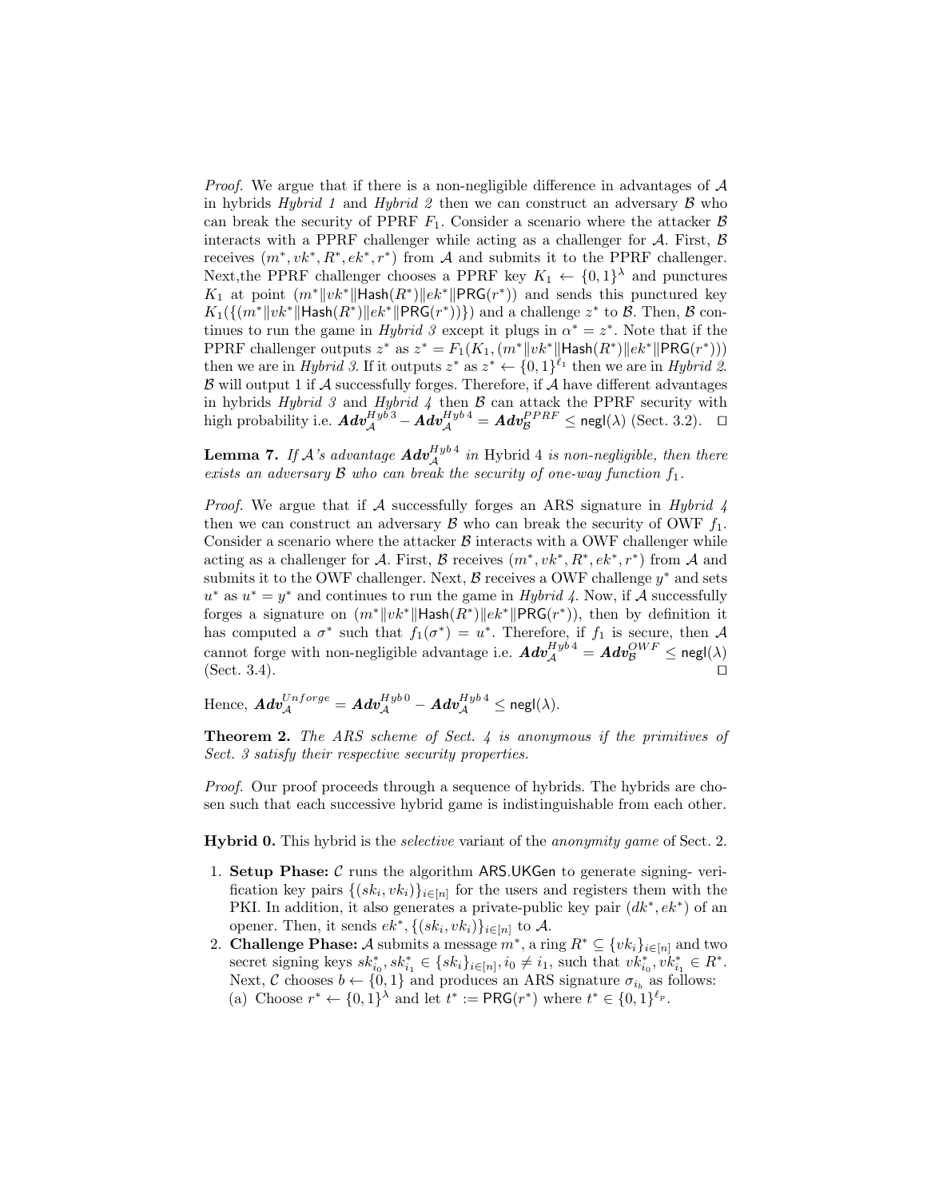*Proof.* We argue that if there is a non-negligible difference in advantages of $\mathcal{A}$ in hybrids *Hybrid 1* and *Hybrid 2* then we can construct an adversary $\mathcal{B}$ who can break the security of PPRF $F_1$. Consider a scenario where the attacker $\mathcal{B}$ interacts with a PPRF challenger while acting as a challenger for $\mathcal{A}$. First, $\mathcal{B}$ receives $(m^*, vk^*, R^*, ek^*, r^*)$ from $\mathcal{A}$ and submits it to the PPRF challenger. Next,the PPRF challenger chooses a PPRF key $K_1 \leftarrow \{0,1\}^\lambda$ and punctures $K_1$ at point $(m^*\|vk^*\|\mathsf{Hash}(R^*)\|ek^*\|\mathsf{PRG}(r^*))$ and sends this punctured key $K_1(\{(m^*\|vk^*\|\mathsf{Hash}(R^*)\|ek^*\|\mathsf{PRG}(r^*))\})$ and a challenge $z^*$ to $\mathcal{B}$. Then, $\mathcal{B}$ continues to run the game in *Hybrid 3* except it plugs in $\alpha^* = z^*$. Note that if the PPRF challenger outputs $z^*$ as $z^* = F_1(K_1, (m^*\|vk^*\|\mathsf{Hash}(R^*)\|ek^*\|\mathsf{PRG}(r^*)))$ then we are in *Hybrid 3*. If it outputs $z^*$ as $z^* \leftarrow \{0,1\}^{\ell_1}$ then we are in *Hybrid 2*. $\mathcal{B}$ will output 1 if $\mathcal{A}$ successfully forges. Therefore, if $\mathcal{A}$ have different advantages in hybrids *Hybrid 3* and *Hybrid 4* then $\mathcal{B}$ can attack the PPRF security with high probability i.e. $\boldsymbol{Adv}_{\mathcal{A}}^{Hyb\,3} - \boldsymbol{Adv}_{\mathcal{A}}^{Hyb\,4} = \boldsymbol{Adv}_{\mathcal{B}}^{PPRF} \leq \mathsf{negl}(\lambda)$ (Sect. 3.2). $\square$

**Lemma 7.** *If $\mathcal{A}$'s advantage $\boldsymbol{Adv}_{\mathcal{A}}^{Hyb\,4}$ in* Hybrid 4 *is non-negligible, then there exists an adversary $\mathcal{B}$ who can break the security of one-way function $f_1$.*

*Proof.* We argue that if $\mathcal{A}$ successfully forges an ARS signature in *Hybrid 4* then we can construct an adversary $\mathcal{B}$ who can break the security of OWF $f_1$. Consider a scenario where the attacker $\mathcal{B}$ interacts with a OWF challenger while acting as a challenger for $\mathcal{A}$. First, $\mathcal{B}$ receives $(m^*, vk^*, R^*, ek^*, r^*)$ from $\mathcal{A}$ and submits it to the OWF challenger. Next, $\mathcal{B}$ receives a OWF challenge $y^*$ and sets $u^*$ as $u^* = y^*$ and continues to run the game in *Hybrid 4*. Now, if $\mathcal{A}$ successfully forges a signature on $(m^*\|vk^*\|\mathsf{Hash}(R^*)\|ek^*\|\mathsf{PRG}(r^*))$, then by definition it has computed a $\sigma^*$ such that $f_1(\sigma^*) = u^*$. Therefore, if $f_1$ is secure, then $\mathcal{A}$ cannot forge with non-negligible advantage i.e. $\boldsymbol{Adv}_{\mathcal{A}}^{Hyb\,4} = \boldsymbol{Adv}_{\mathcal{B}}^{OWF} \leq \mathsf{negl}(\lambda)$ (Sect. 3.4). $\square$

Hence, $\boldsymbol{Adv}_{\mathcal{A}}^{Unforge} = \boldsymbol{Adv}_{\mathcal{A}}^{Hyb\,0} - \boldsymbol{Adv}_{\mathcal{A}}^{Hyb\,4} \leq \mathsf{negl}(\lambda)$.

**Theorem 2.** *The ARS scheme of Sect. 4 is anonymous if the primitives of Sect. 3 satisfy their respective security properties.*

*Proof.* Our proof proceeds through a sequence of hybrids. The hybrids are chosen such that each successive hybrid game is indistinguishable from each other.

**Hybrid 0.** This hybrid is the *selective* variant of the *anonymity game* of Sect. 2.

1. **Setup Phase:** $\mathcal{C}$ runs the algorithm $\mathsf{ARS.UKGen}$ to generate signing- verification key pairs $\{(sk_i, vk_i)\}_{i\in[n]}$ for the users and registers them with the PKI. In addition, it also generates a private-public key pair $(dk^*, ek^*)$ of an opener. Then, it sends $ek^*, \{(sk_i, vk_i)\}_{i\in[n]}$ to $\mathcal{A}$.
2. **Challenge Phase:** $\mathcal{A}$ submits a message $m^*$, a ring $R^* \subseteq \{vk_i\}_{i\in[n]}$ and two secret signing keys $sk^*_{i_0}, sk^*_{i_1} \in \{sk_i\}_{i\in[n]}, i_0 \neq i_1$, such that $vk^*_{i_0}, vk^*_{i_1} \in R^*$. Next, $\mathcal{C}$ chooses $b \leftarrow \{0,1\}$ and produces an ARS signature $\sigma_{i_b}$ as follows:
   (a) Choose $r^* \leftarrow \{0,1\}^\lambda$ and let $t^* := \mathsf{PRG}(r^*)$ where $t^* \in \{0,1\}^{\ell_p}$.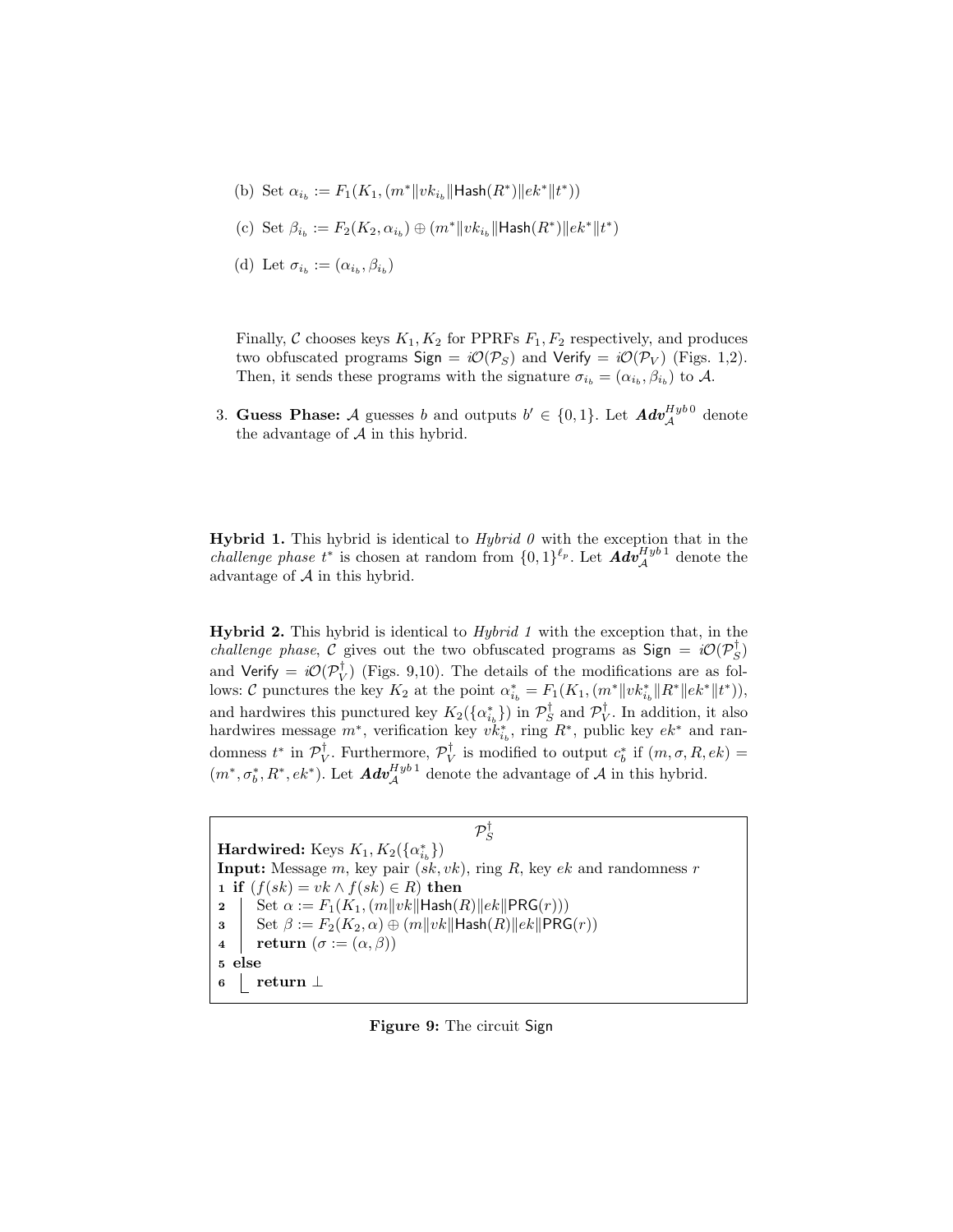(b) Set $\alpha_{i_b} := F_1(K_1, (m^* \| vk_{i_b} \| \mathsf{Hash}(R^*) \| ek^* \| t^*))$

(c) Set $\beta_{i_b} := F_2(K_2, \alpha_{i_b}) \oplus (m^* \| vk_{i_b} \| \mathsf{Hash}(R^*) \| ek^* \| t^*)$

(d) Let $\sigma_{i_b} := (\alpha_{i_b}, \beta_{i_b})$

Finally, $\mathcal{C}$ chooses keys $K_1, K_2$ for PPRFs $F_1, F_2$ respectively, and produces two obfuscated programs $\mathsf{Sign} = i\mathcal{O}(\mathcal{P}_S)$ and $\mathsf{Verify} = i\mathcal{O}(\mathcal{P}_V)$ (Figs. 1,2). Then, it sends these programs with the signature $\sigma_{i_b} = (\alpha_{i_b}, \beta_{i_b})$ to $\mathcal{A}$.

3. **Guess Phase:** $\mathcal{A}$ guesses $b$ and outputs $b' \in \{0,1\}$. Let $\boldsymbol{Adv}_{\mathcal{A}}^{Hyb\,0}$ denote the advantage of $\mathcal{A}$ in this hybrid.

**Hybrid 1.** This hybrid is identical to *Hybrid 0* with the exception that in the *challenge phase* $t^*$ is chosen at random from $\{0,1\}^{\ell_p}$. Let $\boldsymbol{Adv}_{\mathcal{A}}^{Hyb\,1}$ denote the advantage of $\mathcal{A}$ in this hybrid.

**Hybrid 2.** This hybrid is identical to *Hybrid 1* with the exception that, in the *challenge phase*, $\mathcal{C}$ gives out the two obfuscated programs as $\mathsf{Sign} = i\mathcal{O}(\mathcal{P}_S^{\dagger})$ and $\mathsf{Verify} = i\mathcal{O}(\mathcal{P}_V^{\dagger})$ (Figs. 9,10). The details of the modifications are as follows: $\mathcal{C}$ punctures the key $K_2$ at the point $\alpha_{i_b}^* = F_1(K_1, (m^* \| vk_{i_b}^* \| R^* \| ek^* \| t^*))$, and hardwires this punctured key $K_2(\{\alpha_{i_b}^*\})$ in $\mathcal{P}_S^{\dagger}$ and $\mathcal{P}_V^{\dagger}$. In addition, it also hardwires message $m^*$, verification key $vk_{i_b}^*$, ring $R^*$, public key $ek^*$ and randomness $t^*$ in $\mathcal{P}_V^{\dagger}$. Furthermore, $\mathcal{P}_V^{\dagger}$ is modified to output $c_b^*$ if $(m, \sigma, R, ek) = (m^*, \sigma_b^*, R^*, ek^*)$. Let $\boldsymbol{Adv}_{\mathcal{A}}^{Hyb\,1}$ denote the advantage of $\mathcal{A}$ in this hybrid.

```
                              P_S^†
Hardwired: Keys K_1, K_2({α*_{i_b}})
Input: Message m, key pair (sk, vk), ring R, key ek and randomness r
1 if (f(sk) = vk ∧ f(sk) ∈ R) then
2 |   Set α := F_1(K_1, (m‖vk‖Hash(R)‖ek‖PRG(r)))
3 |   Set β := F_2(K_2, α) ⊕ (m‖vk‖Hash(R)‖ek‖PRG(r))
4 |   return (σ := (α, β))
5 else
6 |   return ⊥
```

**Figure 9:** The circuit $\mathsf{Sign}$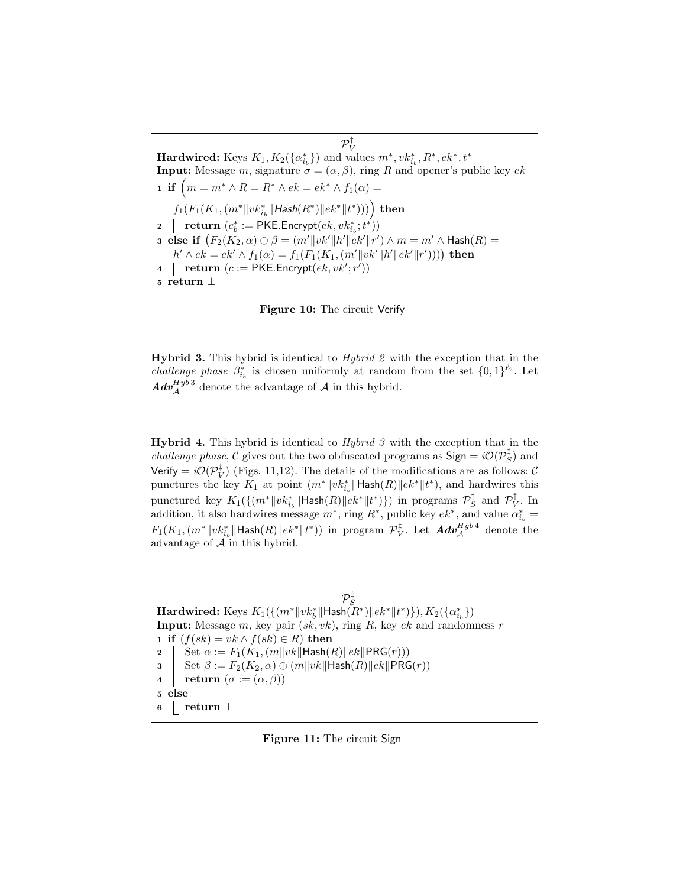$\mathcal{P}_V^{\dagger}$

**Hardwired:** Keys $K_1, K_2(\{\alpha^*_{i_b}\})$ and values $m^*, vk^*_{i_b}, R^*, ek^*, t^*$

**Input:** Message $m$, signature $\sigma = (\alpha, \beta)$, ring $R$ and opener's public key $ek$

```
1 if (m = m* ∧ R = R* ∧ ek = ek* ∧ f_1(α) =
     f_1(F_1(K_1, (m*‖vk*_{i_b}‖Hash(R*)‖ek*‖t*)))) then
2 |  return (c*_b := PKE.Encrypt(ek, vk*_{i_b}; t*))
3 else if (F_2(K_2, α) ⊕ β = (m'‖vk'‖h'‖ek'‖r') ∧ m = m' ∧ Hash(R) =
     h' ∧ ek = ek' ∧ f_1(α) = f_1(F_1(K_1, (m'‖vk'‖h'‖ek'‖r')))) then
4 |  return (c := PKE.Encrypt(ek, vk'; r'))
5 return ⊥
```

**Figure 10:** The circuit Verify

**Hybrid 3.** This hybrid is identical to *Hybrid 2* with the exception that in the *challenge phase* $\beta^*_{i_b}$ is chosen uniformly at random from the set $\{0,1\}^{\ell_2}$. Let $\boldsymbol{Adv}_{\mathcal{A}}^{Hyb\,3}$ denote the advantage of $\mathcal{A}$ in this hybrid.

**Hybrid 4.** This hybrid is identical to *Hybrid 3* with the exception that in the *challenge phase*, $\mathcal{C}$ gives out the two obfuscated programs as $\mathsf{Sign} = i\mathcal{O}(\mathcal{P}_S^{\ddagger})$ and $\mathsf{Verify} = i\mathcal{O}(\mathcal{P}_V^{\ddagger})$ (Figs. 11,12). The details of the modifications are as follows: $\mathcal{C}$ punctures the key $K_1$ at point $(m^*\|vk^*_{i_b}\|\mathsf{Hash}(R)\|ek^*\|t^*)$, and hardwires this punctured key $K_1(\{(m^*\|vk^*_{i_b}\|\mathsf{Hash}(R)\|ek^*\|t^*)\})$ in programs $\mathcal{P}_S^{\ddagger}$ and $\mathcal{P}_V^{\ddagger}$. In addition, it also hardwires message $m^*$, ring $R^*$, public key $ek^*$, and value $\alpha^*_{i_b} = F_1(K_1, (m^*\|vk^*_{i_b}\|\mathsf{Hash}(R)\|ek^*\|t^*))$ in program $\mathcal{P}_V^{\ddagger}$. Let $\boldsymbol{Adv}_{\mathcal{A}}^{Hyb\,4}$ denote the advantage of $\mathcal{A}$ in this hybrid.

$\mathcal{P}_S^{\ddagger}$

**Hardwired:** Keys $K_1(\{(m^*\|vk^*_b\|\mathsf{Hash}(R^*)\|ek^*\|t^*)\}), K_2(\{\alpha^*_{i_b}\})$

**Input:** Message $m$, key pair $(sk, vk)$, ring $R$, key $ek$ and randomness $r$

```
1 if (f(sk) = vk ∧ f(sk) ∈ R) then
2 |  Set α := F_1(K_1, (m‖vk‖Hash(R)‖ek‖PRG(r)))
3 |  Set β := F_2(K_2, α) ⊕ (m‖vk‖Hash(R)‖ek‖PRG(r))
4 |  return (σ := (α, β))
5 else
6 |  return ⊥
```

**Figure 11:** The circuit Sign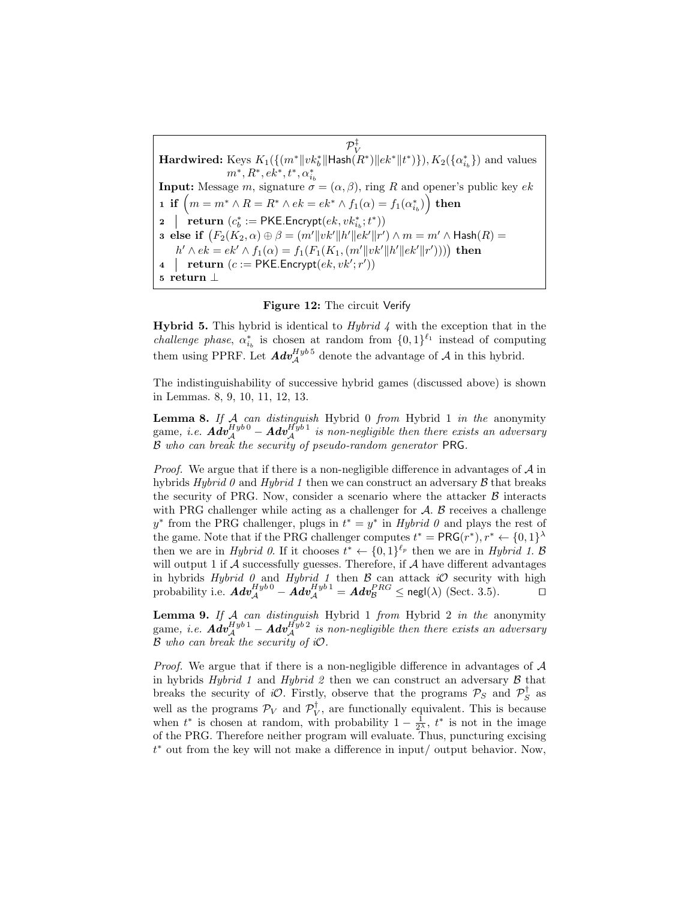$\mathcal{P}_V^{\ddagger}$

**Hardwired:** Keys $K_1(\{(m^* \| vk_b^* \| \mathsf{Hash}(R^*) \| ek^* \| t^*)\}), K_2(\{\alpha_{i_b}^*\})$ and values $m^*, R^*, ek^*, t^*, \alpha_{i_b}^*$

**Input:** Message $m$, signature $\sigma = (\alpha, \beta)$, ring $R$ and opener's public key $ek$

```
1 if (m = m* ∧ R = R* ∧ ek = ek* ∧ f1(α) = f1(α*_{i_b})) then
2 |  return (c*_b := PKE.Encrypt(ek, vk*_{i_b}; t*))
3 else if (F2(K2, α) ⊕ β = (m'‖vk'‖h'‖ek'‖r') ∧ m = m' ∧ Hash(R) =
     h' ∧ ek = ek' ∧ f1(α) = f1(F1(K1, (m'‖vk'‖h'‖ek'‖r')))) then
4 |  return (c := PKE.Encrypt(ek, vk'; r'))
5 return ⊥
```

**Figure 12:** The circuit Verify

**Hybrid 5.** This hybrid is identical to *Hybrid 4* with the exception that in the *challenge phase*, $\alpha_{i_b}^*$ is chosen at random from $\{0,1\}^{\ell_1}$ instead of computing them using PPRF. Let $\boldsymbol{Adv}_{\mathcal{A}}^{Hyb\,5}$ denote the advantage of $\mathcal{A}$ in this hybrid.

The indistinguishability of successive hybrid games (discussed above) is shown in Lemmas. 8, 9, 10, 11, 12, 13.

**Lemma 8.** *If $\mathcal{A}$ can distinguish* Hybrid 0 *from* Hybrid 1 *in the* anonymity game*, i.e. $\boldsymbol{Adv}_{\mathcal{A}}^{Hyb\,0} - \boldsymbol{Adv}_{\mathcal{A}}^{Hyb\,1}$ is non-negligible then there exists an adversary $\mathcal{B}$ who can break the security of pseudo-random generator* PRG*.*

*Proof.* We argue that if there is a non-negligible difference in advantages of $\mathcal{A}$ in hybrids *Hybrid 0* and *Hybrid 1* then we can construct an adversary $\mathcal{B}$ that breaks the security of PRG. Now, consider a scenario where the attacker $\mathcal{B}$ interacts with PRG challenger while acting as a challenger for $\mathcal{A}$. $\mathcal{B}$ receives a challenge $y^*$ from the PRG challenger, plugs in $t^* = y^*$ in *Hybrid 0* and plays the rest of the game. Note that if the PRG challenger computes $t^* = \mathsf{PRG}(r^*), r^* \leftarrow \{0,1\}^{\lambda}$ then we are in *Hybrid 0*. If it chooses $t^* \leftarrow \{0,1\}^{\ell_p}$ then we are in *Hybrid 1*. $\mathcal{B}$ will output 1 if $\mathcal{A}$ successfully guesses. Therefore, if $\mathcal{A}$ have different advantages in hybrids *Hybrid 0* and *Hybrid 1* then $\mathcal{B}$ can attack $i\mathcal{O}$ security with high probability i.e. $\boldsymbol{Adv}_{\mathcal{A}}^{Hyb\,0} - \boldsymbol{Adv}_{\mathcal{A}}^{Hyb\,1} = \boldsymbol{Adv}_{\mathcal{B}}^{PRG} \leq \mathsf{negl}(\lambda)$ (Sect. 3.5). ◻

**Lemma 9.** *If $\mathcal{A}$ can distinguish* Hybrid 1 *from* Hybrid 2 *in the* anonymity game*, i.e. $\boldsymbol{Adv}_{\mathcal{A}}^{Hyb\,1} - \boldsymbol{Adv}_{\mathcal{A}}^{Hyb\,2}$ is non-negligible then there exists an adversary $\mathcal{B}$ who can break the security of $i\mathcal{O}$.*

*Proof.* We argue that if there is a non-negligible difference in advantages of $\mathcal{A}$ in hybrids *Hybrid 1* and *Hybrid 2* then we can construct an adversary $\mathcal{B}$ that breaks the security of $i\mathcal{O}$. Firstly, observe that the programs $\mathcal{P}_S$ and $\mathcal{P}_S^{\dagger}$ as well as the programs $\mathcal{P}_V$ and $\mathcal{P}_V^{\dagger}$, are functionally equivalent. This is because when $t^*$ is chosen at random, with probability $1 - \frac{1}{2^{\lambda}}$, $t^*$ is not in the image of the PRG. Therefore neither program will evaluate. Thus, puncturing excising $t^*$ out from the key will not make a difference in input/ output behavior. Now,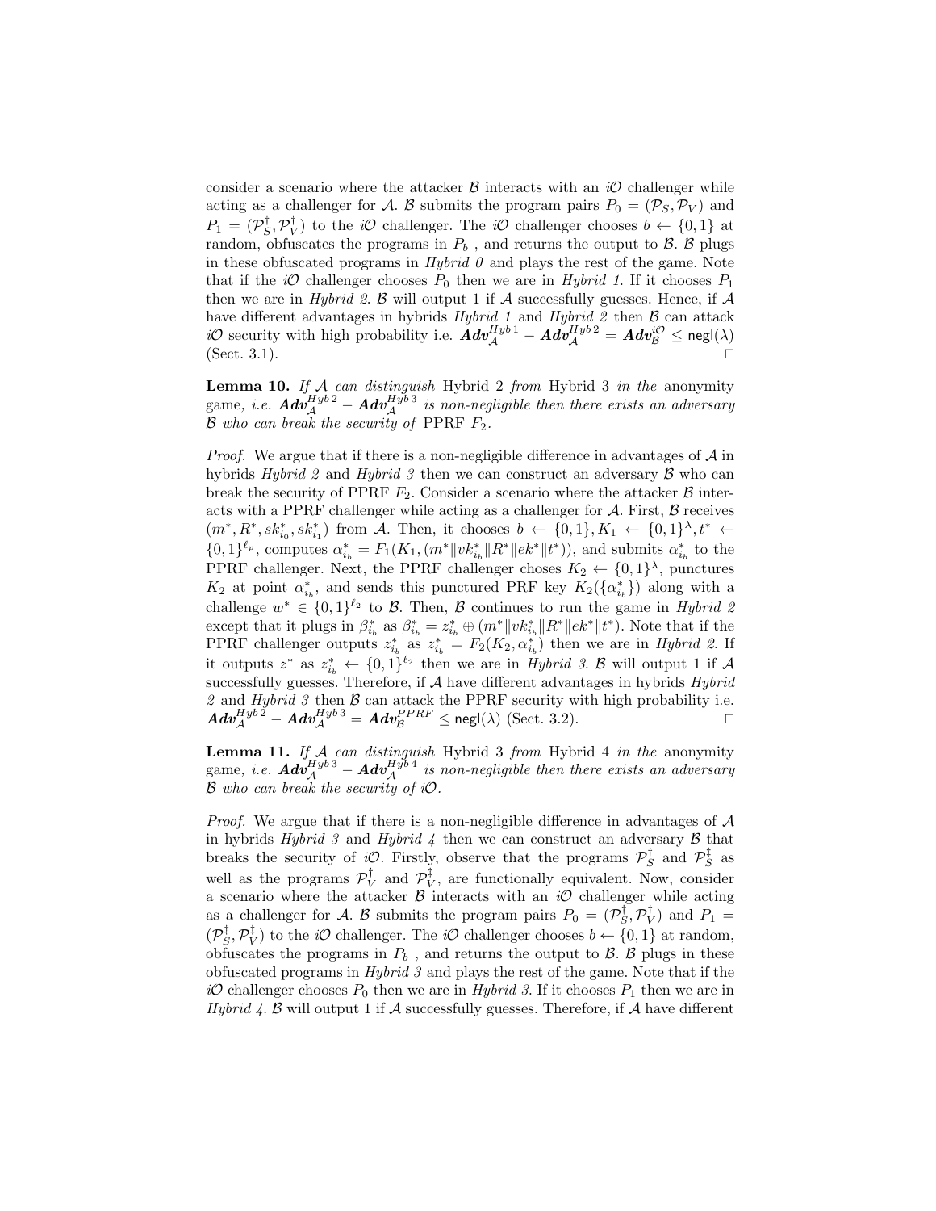consider a scenario where the attacker $\mathcal{B}$ interacts with an $i\mathcal{O}$ challenger while acting as a challenger for $\mathcal{A}$. $\mathcal{B}$ submits the program pairs $P_0 = (\mathcal{P}_S, \mathcal{P}_V)$ and $P_1 = (\mathcal{P}_S^\dagger, \mathcal{P}_V^\dagger)$ to the $i\mathcal{O}$ challenger. The $i\mathcal{O}$ challenger chooses $b \leftarrow \{0,1\}$ at random, obfuscates the programs in $P_b$ , and returns the output to $\mathcal{B}$. $\mathcal{B}$ plugs in these obfuscated programs in *Hybrid 0* and plays the rest of the game. Note that if the $i\mathcal{O}$ challenger chooses $P_0$ then we are in *Hybrid 1*. If it chooses $P_1$ then we are in *Hybrid 2*. $\mathcal{B}$ will output 1 if $\mathcal{A}$ successfully guesses. Hence, if $\mathcal{A}$ have different advantages in hybrids *Hybrid 1* and *Hybrid 2* then $\mathcal{B}$ can attack $i\mathcal{O}$ security with high probability i.e. $\boldsymbol{Adv}_{\mathcal{A}}^{Hyb\,1} - \boldsymbol{Adv}_{\mathcal{A}}^{Hyb\,2} = \boldsymbol{Adv}_{\mathcal{B}}^{i\mathcal{O}} \leq \mathsf{negl}(\lambda)$ (Sect. 3.1). □

**Lemma 10.** *If $\mathcal{A}$ can distinguish* Hybrid 2 *from* Hybrid 3 *in the* anonymity game*, i.e. $\boldsymbol{Adv}_{\mathcal{A}}^{Hyb\,2} - \boldsymbol{Adv}_{\mathcal{A}}^{Hyb\,3}$ is non-negligible then there exists an adversary $\mathcal{B}$ who can break the security of* PPRF $F_2$.

*Proof.* We argue that if there is a non-negligible difference in advantages of $\mathcal{A}$ in hybrids *Hybrid 2* and *Hybrid 3* then we can construct an adversary $\mathcal{B}$ who can break the security of PPRF $F_2$. Consider a scenario where the attacker $\mathcal{B}$ interacts with a PPRF challenger while acting as a challenger for $\mathcal{A}$. First, $\mathcal{B}$ receives $(m^*, R^*, sk_{i_0}^*, sk_{i_1}^*)$ from $\mathcal{A}$. Then, it chooses $b \leftarrow \{0,1\}, K_1 \leftarrow \{0,1\}^\lambda, t^* \leftarrow \{0,1\}^{\ell_p}$, computes $\alpha_{i_b}^* = F_1(K_1, (m^* \| vk_{i_b}^* \| R^* \| ek^* \| t^*))$, and submits $\alpha_{i_b}^*$ to the PPRF challenger. Next, the PPRF challenger choses $K_2 \leftarrow \{0,1\}^\lambda$, punctures $K_2$ at point $\alpha_{i_b}^*$, and sends this punctured PRF key $K_2(\{\alpha_{i_b}^*\})$ along with a challenge $w^* \in \{0,1\}^{\ell_2}$ to $\mathcal{B}$. Then, $\mathcal{B}$ continues to run the game in *Hybrid 2* except that it plugs in $\beta_{i_b}^*$ as $\beta_{i_b}^* = z_{i_b}^* \oplus (m^* \| vk_{i_b}^* \| R^* \| ek^* \| t^*)$. Note that if the PPRF challenger outputs $z_{i_b}^*$ as $z_{i_b}^* = F_2(K_2, \alpha_{i_b}^*)$ then we are in *Hybrid 2*. If it outputs $z^*$ as $z_{i_b}^* \leftarrow \{0,1\}^{\ell_2}$ then we are in *Hybrid 3*. $\mathcal{B}$ will output 1 if $\mathcal{A}$ successfully guesses. Therefore, if $\mathcal{A}$ have different advantages in hybrids *Hybrid 2* and *Hybrid 3* then $\mathcal{B}$ can attack the PPRF security with high probability i.e. $\boldsymbol{Adv}_{\mathcal{A}}^{Hyb\,2} - \boldsymbol{Adv}_{\mathcal{A}}^{Hyb\,3} = \boldsymbol{Adv}_{\mathcal{B}}^{PPRF} \leq \mathsf{negl}(\lambda)$ (Sect. 3.2). □

**Lemma 11.** *If $\mathcal{A}$ can distinguish* Hybrid 3 *from* Hybrid 4 *in the* anonymity game*, i.e. $\boldsymbol{Adv}_{\mathcal{A}}^{Hyb\,3} - \boldsymbol{Adv}_{\mathcal{A}}^{Hyb\,4}$ is non-negligible then there exists an adversary $\mathcal{B}$ who can break the security of $i\mathcal{O}$.*

*Proof.* We argue that if there is a non-negligible difference in advantages of $\mathcal{A}$ in hybrids *Hybrid 3* and *Hybrid 4* then we can construct an adversary $\mathcal{B}$ that breaks the security of $i\mathcal{O}$. Firstly, observe that the programs $\mathcal{P}_S^\dagger$ and $\mathcal{P}_S^\ddagger$ as well as the programs $\mathcal{P}_V^\dagger$ and $\mathcal{P}_V^\ddagger$, are functionally equivalent. Now, consider a scenario where the attacker $\mathcal{B}$ interacts with an $i\mathcal{O}$ challenger while acting as a challenger for $\mathcal{A}$. $\mathcal{B}$ submits the program pairs $P_0 = (\mathcal{P}_S^\dagger, \mathcal{P}_V^\dagger)$ and $P_1 = (\mathcal{P}_S^\ddagger, \mathcal{P}_V^\ddagger)$ to the $i\mathcal{O}$ challenger. The $i\mathcal{O}$ challenger chooses $b \leftarrow \{0,1\}$ at random, obfuscates the programs in $P_b$ , and returns the output to $\mathcal{B}$. $\mathcal{B}$ plugs in these obfuscated programs in *Hybrid 3* and plays the rest of the game. Note that if the $i\mathcal{O}$ challenger chooses $P_0$ then we are in *Hybrid 3*. If it chooses $P_1$ then we are in *Hybrid 4*. $\mathcal{B}$ will output 1 if $\mathcal{A}$ successfully guesses. Therefore, if $\mathcal{A}$ have different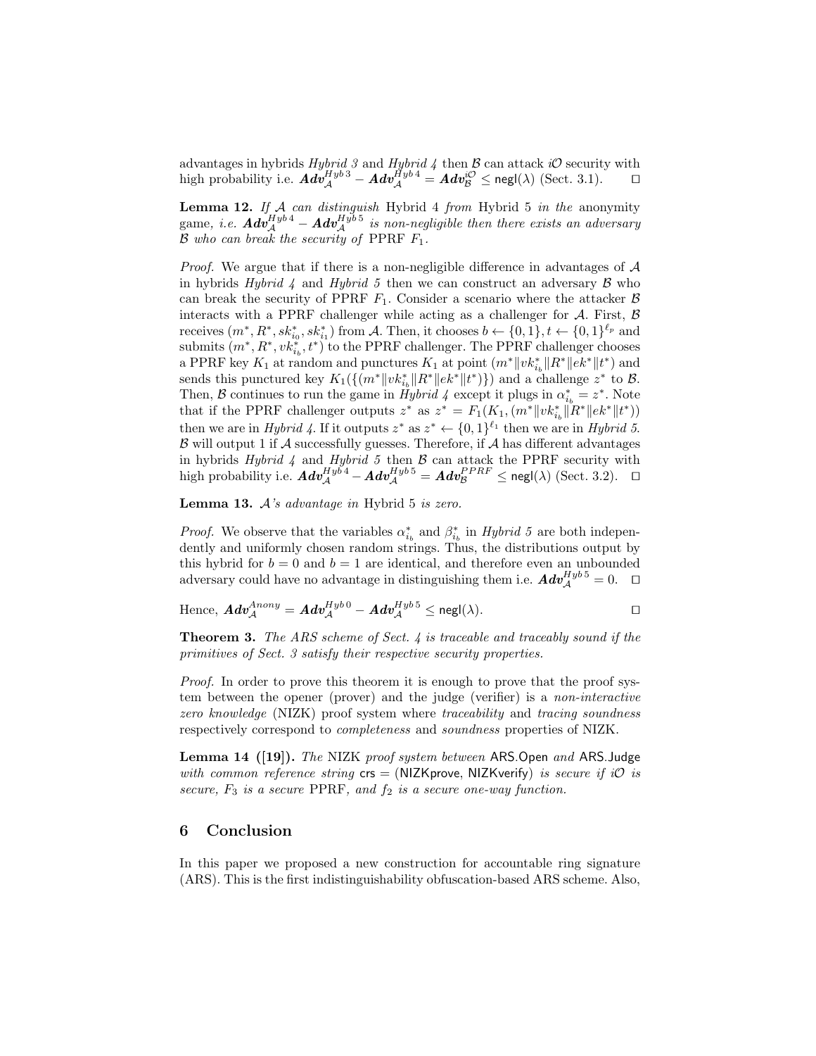advantages in hybrids *Hybrid 3* and *Hybrid 4* then $\mathcal{B}$ can attack $i\mathcal{O}$ security with high probability i.e. $\boldsymbol{Adv}_{\mathcal{A}}^{Hyb\,3} - \boldsymbol{Adv}_{\mathcal{A}}^{Hyb\,4} = \boldsymbol{Adv}_{\mathcal{B}}^{i\mathcal{O}} \leq \mathsf{negl}(\lambda)$ (Sect. 3.1). $\square$

**Lemma 12.** *If $\mathcal{A}$ can distinguish* Hybrid 4 *from* Hybrid 5 *in the* anonymity game, *i.e.* $\boldsymbol{Adv}_{\mathcal{A}}^{Hyb\,4} - \boldsymbol{Adv}_{\mathcal{A}}^{Hyb\,5}$ *is non-negligible then there exists an adversary $\mathcal{B}$ who can break the security of* PPRF $F_1$.

*Proof.* We argue that if there is a non-negligible difference in advantages of $\mathcal{A}$ in hybrids *Hybrid 4* and *Hybrid 5* then we can construct an adversary $\mathcal{B}$ who can break the security of PPRF $F_1$. Consider a scenario where the attacker $\mathcal{B}$ interacts with a PPRF challenger while acting as a challenger for $\mathcal{A}$. First, $\mathcal{B}$ receives $(m^*, R^*, sk_{i_0}^*, sk_{i_1}^*)$ from $\mathcal{A}$. Then, it chooses $b \leftarrow \{0,1\}, t \leftarrow \{0,1\}^{\ell_p}$ and submits $(m^*, R^*, vk_{i_b}^*, t^*)$ to the PPRF challenger. The PPRF challenger chooses a PPRF key $K_1$ at random and punctures $K_1$ at point $(m^*\|vk_{i_b}^*\|R^*\|ek^*\|t^*)$ and sends this punctured key $K_1(\{(m^*\|vk_{i_b}^*\|R^*\|ek^*\|t^*)\})$ and a challenge $z^*$ to $\mathcal{B}$. Then, $\mathcal{B}$ continues to run the game in *Hybrid 4* except it plugs in $\alpha_{i_b}^* = z^*$. Note that if the PPRF challenger outputs $z^*$ as $z^* = F_1(K_1, (m^*\|vk_{i_b}^*\|R^*\|ek^*\|t^*))$ then we are in *Hybrid 4*. If it outputs $z^*$ as $z^* \leftarrow \{0,1\}^{\ell_1}$ then we are in *Hybrid 5*. $\mathcal{B}$ will output 1 if $\mathcal{A}$ successfully guesses. Therefore, if $\mathcal{A}$ has different advantages in hybrids *Hybrid 4* and *Hybrid 5* then $\mathcal{B}$ can attack the PPRF security with high probability i.e. $\boldsymbol{Adv}_{\mathcal{A}}^{Hyb\,4} - \boldsymbol{Adv}_{\mathcal{A}}^{Hyb\,5} = \boldsymbol{Adv}_{\mathcal{B}}^{PPRF} \leq \mathsf{negl}(\lambda)$ (Sect. 3.2). $\square$

**Lemma 13.** *$\mathcal{A}$'s advantage in* Hybrid 5 *is zero.*

*Proof.* We observe that the variables $\alpha_{i_b}^*$ and $\beta_{i_b}^*$ in *Hybrid 5* are both independently and uniformly chosen random strings. Thus, the distributions output by this hybrid for $b = 0$ and $b = 1$ are identical, and therefore even an unbounded adversary could have no advantage in distinguishing them i.e. $\boldsymbol{Adv}_{\mathcal{A}}^{Hyb\,5} = 0$. $\square$

Hence, $\boldsymbol{Adv}_{\mathcal{A}}^{Anony} = \boldsymbol{Adv}_{\mathcal{A}}^{Hyb\,0} - \boldsymbol{Adv}_{\mathcal{A}}^{Hyb\,5} \leq \mathsf{negl}(\lambda)$. $\square$

**Theorem 3.** *The ARS scheme of Sect. 4 is traceable and traceably sound if the primitives of Sect. 3 satisfy their respective security properties.*

*Proof.* In order to prove this theorem it is enough to prove that the proof system between the opener (prover) and the judge (verifier) is a *non-interactive zero knowledge* (NIZK) proof system where *traceability* and *tracing soundness* respectively correspond to *completeness* and *soundness* properties of NIZK.

**Lemma 14 ([19]).** *The* NIZK *proof system between* ARS.Open *and* ARS.Judge *with common reference string* $\mathsf{crs} = (\mathsf{NIZKprove}, \mathsf{NIZKverify})$ *is secure if $i\mathcal{O}$ is secure, $F_3$ is a secure* PPRF, *and $f_2$ is a secure one-way function.*

## 6 Conclusion

In this paper we proposed a new construction for accountable ring signature (ARS). This is the first indistinguishability obfuscation-based ARS scheme. Also,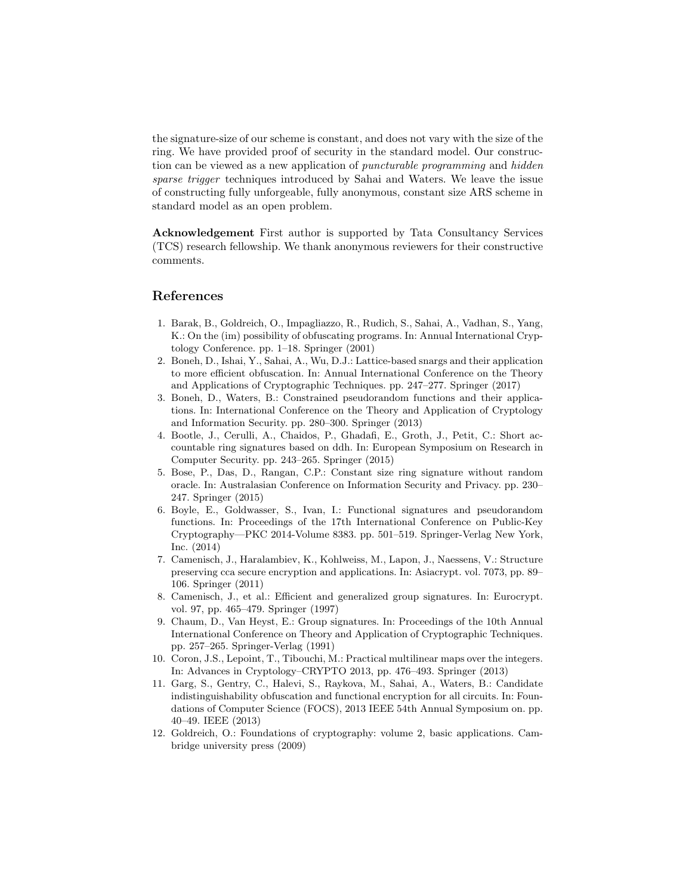the signature-size of our scheme is constant, and does not vary with the size of the ring. We have provided proof of security in the standard model. Our construction can be viewed as a new application of *puncturable programming* and *hidden sparse trigger* techniques introduced by Sahai and Waters. We leave the issue of constructing fully unforgeable, fully anonymous, constant size ARS scheme in standard model as an open problem.

**Acknowledgement** First author is supported by Tata Consultancy Services (TCS) research fellowship. We thank anonymous reviewers for their constructive comments.

## References

1. Barak, B., Goldreich, O., Impagliazzo, R., Rudich, S., Sahai, A., Vadhan, S., Yang, K.: On the (im) possibility of obfuscating programs. In: Annual International Cryptology Conference. pp. 1–18. Springer (2001)
2. Boneh, D., Ishai, Y., Sahai, A., Wu, D.J.: Lattice-based snargs and their application to more efficient obfuscation. In: Annual International Conference on the Theory and Applications of Cryptographic Techniques. pp. 247–277. Springer (2017)
3. Boneh, D., Waters, B.: Constrained pseudorandom functions and their applications. In: International Conference on the Theory and Application of Cryptology and Information Security. pp. 280–300. Springer (2013)
4. Bootle, J., Cerulli, A., Chaidos, P., Ghadafi, E., Groth, J., Petit, C.: Short accountable ring signatures based on ddh. In: European Symposium on Research in Computer Security. pp. 243–265. Springer (2015)
5. Bose, P., Das, D., Rangan, C.P.: Constant size ring signature without random oracle. In: Australasian Conference on Information Security and Privacy. pp. 230–247. Springer (2015)
6. Boyle, E., Goldwasser, S., Ivan, I.: Functional signatures and pseudorandom functions. In: Proceedings of the 17th International Conference on Public-Key Cryptography—PKC 2014-Volume 8383. pp. 501–519. Springer-Verlag New York, Inc. (2014)
7. Camenisch, J., Haralambiev, K., Kohlweiss, M., Lapon, J., Naessens, V.: Structure preserving cca secure encryption and applications. In: Asiacrypt. vol. 7073, pp. 89–106. Springer (2011)
8. Camenisch, J., et al.: Efficient and generalized group signatures. In: Eurocrypt. vol. 97, pp. 465–479. Springer (1997)
9. Chaum, D., Van Heyst, E.: Group signatures. In: Proceedings of the 10th Annual International Conference on Theory and Application of Cryptographic Techniques. pp. 257–265. Springer-Verlag (1991)
10. Coron, J.S., Lepoint, T., Tibouchi, M.: Practical multilinear maps over the integers. In: Advances in Cryptology–CRYPTO 2013, pp. 476–493. Springer (2013)
11. Garg, S., Gentry, C., Halevi, S., Raykova, M., Sahai, A., Waters, B.: Candidate indistinguishability obfuscation and functional encryption for all circuits. In: Foundations of Computer Science (FOCS), 2013 IEEE 54th Annual Symposium on. pp. 40–49. IEEE (2013)
12. Goldreich, O.: Foundations of cryptography: volume 2, basic applications. Cambridge university press (2009)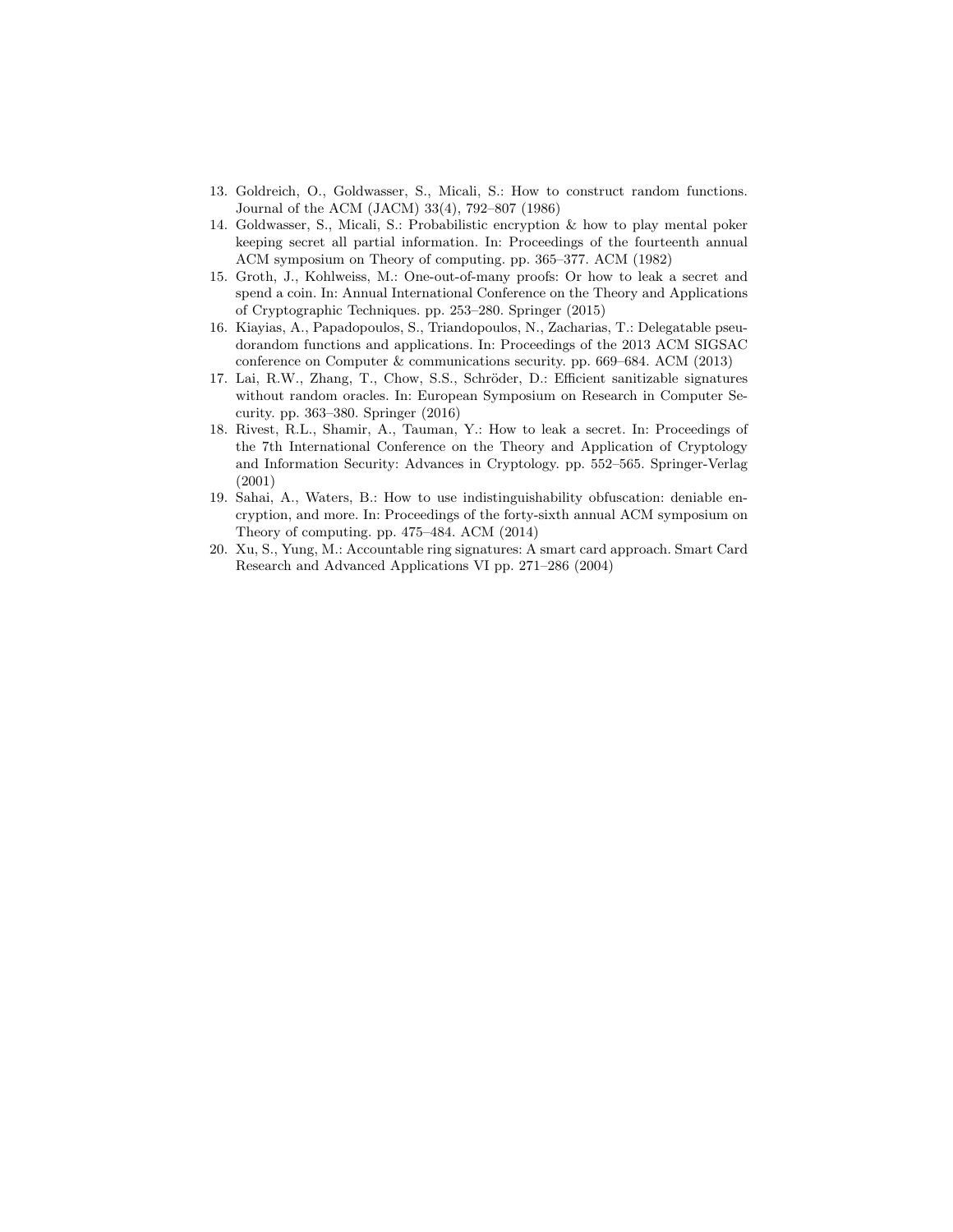13. Goldreich, O., Goldwasser, S., Micali, S.: How to construct random functions. Journal of the ACM (JACM) 33(4), 792–807 (1986)
14. Goldwasser, S., Micali, S.: Probabilistic encryption & how to play mental poker keeping secret all partial information. In: Proceedings of the fourteenth annual ACM symposium on Theory of computing. pp. 365–377. ACM (1982)
15. Groth, J., Kohlweiss, M.: One-out-of-many proofs: Or how to leak a secret and spend a coin. In: Annual International Conference on the Theory and Applications of Cryptographic Techniques. pp. 253–280. Springer (2015)
16. Kiayias, A., Papadopoulos, S., Triandopoulos, N., Zacharias, T.: Delegatable pseudorandom functions and applications. In: Proceedings of the 2013 ACM SIGSAC conference on Computer & communications security. pp. 669–684. ACM (2013)
17. Lai, R.W., Zhang, T., Chow, S.S., Schröder, D.: Efficient sanitizable signatures without random oracles. In: European Symposium on Research in Computer Security. pp. 363–380. Springer (2016)
18. Rivest, R.L., Shamir, A., Tauman, Y.: How to leak a secret. In: Proceedings of the 7th International Conference on the Theory and Application of Cryptology and Information Security: Advances in Cryptology. pp. 552–565. Springer-Verlag (2001)
19. Sahai, A., Waters, B.: How to use indistinguishability obfuscation: deniable encryption, and more. In: Proceedings of the forty-sixth annual ACM symposium on Theory of computing. pp. 475–484. ACM (2014)
20. Xu, S., Yung, M.: Accountable ring signatures: A smart card approach. Smart Card Research and Advanced Applications VI pp. 271–286 (2004)